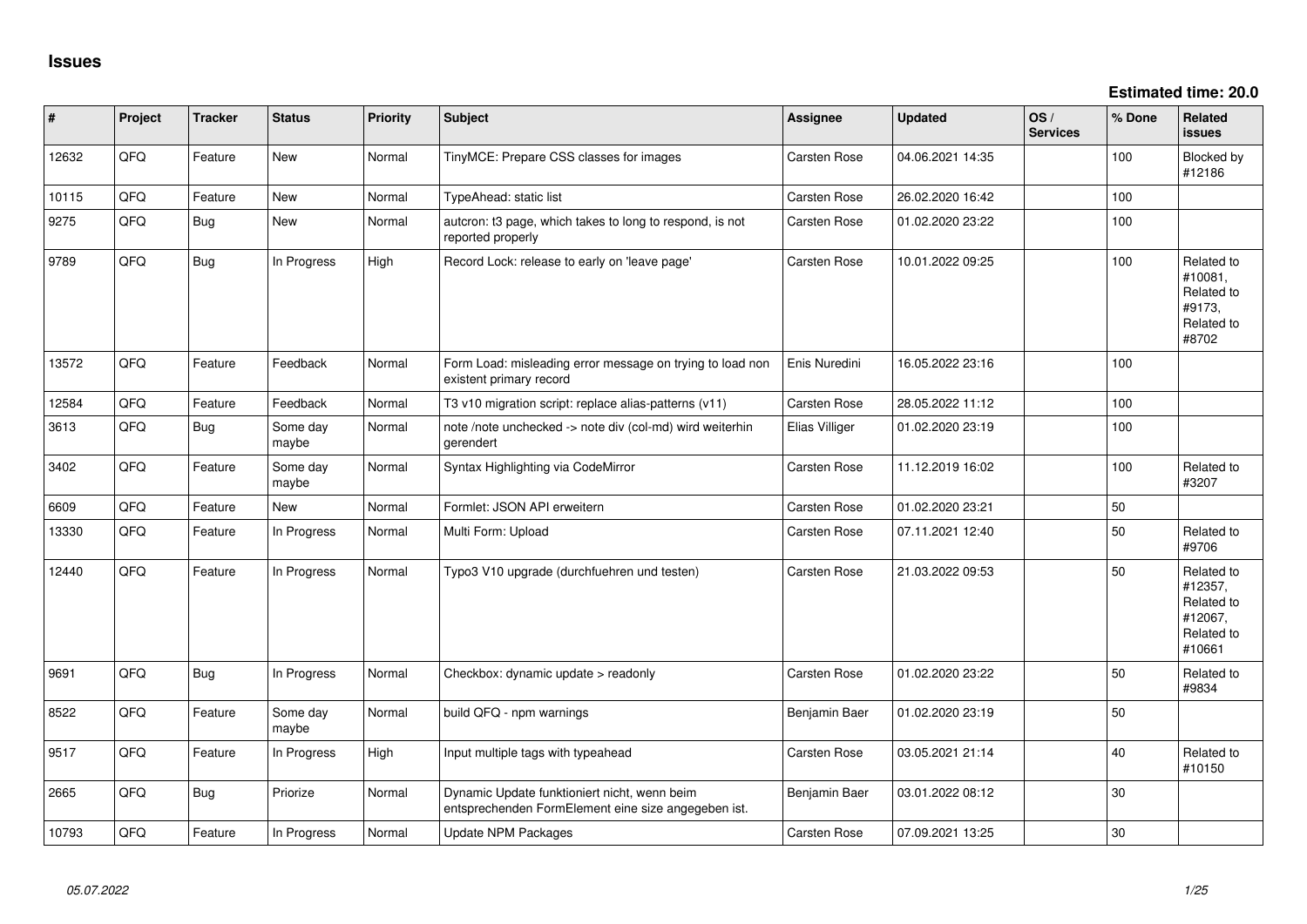# Issues

**Estimated time: 20.0**

| # | Project | Tracker | Status | Priority | Subject | Assignee | Updated | OS / Services | % Done | Related issues |
|---|---|---|---|---|---|---|---|---|---|---|
| 12632 | QFQ | Feature | New | Normal | TinyMCE: Prepare CSS classes for images | Carsten Rose | 04.06.2021 14:35 | | 100 | Blocked by #12186 |
| 10115 | QFQ | Feature | New | Normal | TypeAhead: static list | Carsten Rose | 26.02.2020 16:42 | | 100 | |
| 9275 | QFQ | Bug | New | Normal | autcron: t3 page, which takes to long to respond, is not reported properly | Carsten Rose | 01.02.2020 23:22 | | 100 | |
| 9789 | QFQ | Bug | In Progress | High | Record Lock: release to early on 'leave page' | Carsten Rose | 10.01.2022 09:25 | | 100 | Related to #10081, Related to #9173, Related to #8702 |
| 13572 | QFQ | Feature | Feedback | Normal | Form Load: misleading error message on trying to load non existent primary record | Enis Nuredini | 16.05.2022 23:16 | | 100 | |
| 12584 | QFQ | Feature | Feedback | Normal | T3 v10 migration script: replace alias-patterns (v11) | Carsten Rose | 28.05.2022 11:12 | | 100 | |
| 3613 | QFQ | Bug | Some day maybe | Normal | note /note unchecked -> note div (col-md) wird weiterhin gerendert | Elias Villiger | 01.02.2020 23:19 | | 100 | |
| 3402 | QFQ | Feature | Some day maybe | Normal | Syntax Highlighting via CodeMirror | Carsten Rose | 11.12.2019 16:02 | | 100 | Related to #3207 |
| 6609 | QFQ | Feature | New | Normal | Formlet: JSON API erweitern | Carsten Rose | 01.02.2020 23:21 | | 50 | |
| 13330 | QFQ | Feature | In Progress | Normal | Multi Form: Upload | Carsten Rose | 07.11.2021 12:40 | | 50 | Related to #9706 |
| 12440 | QFQ | Feature | In Progress | Normal | Typo3 V10 upgrade (durchfuehren und testen) | Carsten Rose | 21.03.2022 09:53 | | 50 | Related to #12357, Related to #12067, Related to #10661 |
| 9691 | QFQ | Bug | In Progress | Normal | Checkbox: dynamic update > readonly | Carsten Rose | 01.02.2020 23:22 | | 50 | Related to #9834 |
| 8522 | QFQ | Feature | Some day maybe | Normal | build QFQ - npm warnings | Benjamin Baer | 01.02.2020 23:19 | | 50 | |
| 9517 | QFQ | Feature | In Progress | High | Input multiple tags with typeahead | Carsten Rose | 03.05.2021 21:14 | | 40 | Related to #10150 |
| 2665 | QFQ | Bug | Priorize | Normal | Dynamic Update funktioniert nicht, wenn beim entsprechenden FormElement eine size angegeben ist. | Benjamin Baer | 03.01.2022 08:12 | | 30 | |
| 10793 | QFQ | Feature | In Progress | Normal | Update NPM Packages | Carsten Rose | 07.09.2021 13:25 | | 30 | |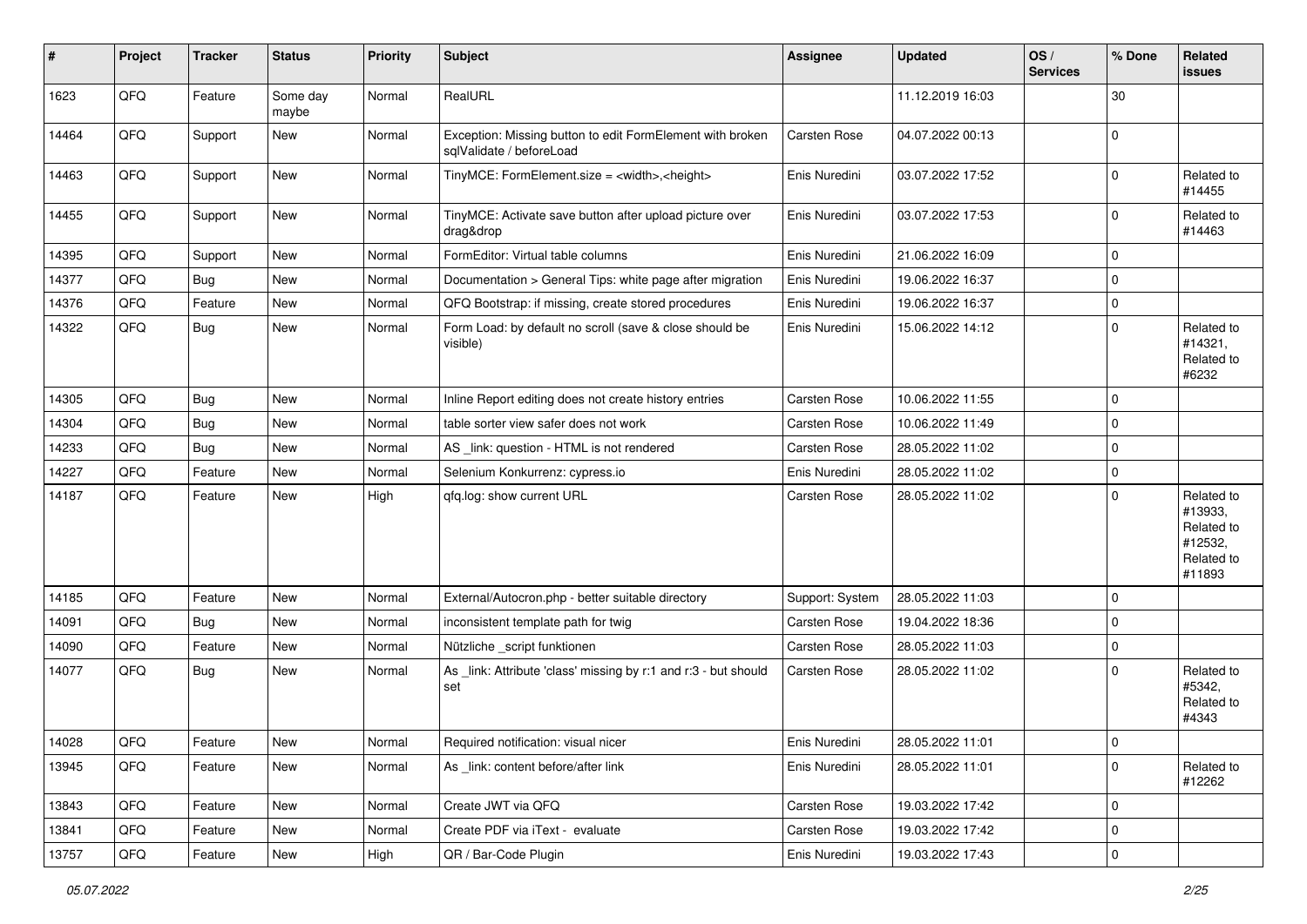| # | Project | Tracker | Status | Priority | Subject | Assignee | Updated | OS / Services | % Done | Related issues |
|---|---|---|---|---|---|---|---|---|---|---|
| 1623 | QFQ | Feature | Some day maybe | Normal | RealURL | | 11.12.2019 16:03 | | 30 | |
| 14464 | QFQ | Support | New | Normal | Exception: Missing button to edit FormElement with broken sqlValidate / beforeLoad | Carsten Rose | 04.07.2022 00:13 | | 0 | |
| 14463 | QFQ | Support | New | Normal | TinyMCE: FormElement.size = <width>,<height> | Enis Nuredini | 03.07.2022 17:52 | | 0 | Related to #14455 |
| 14455 | QFQ | Support | New | Normal | TinyMCE: Activate save button after upload picture over drag&drop | Enis Nuredini | 03.07.2022 17:53 | | 0 | Related to #14463 |
| 14395 | QFQ | Support | New | Normal | FormEditor: Virtual table columns | Enis Nuredini | 21.06.2022 16:09 | | 0 | |
| 14377 | QFQ | Bug | New | Normal | Documentation > General Tips: white page after migration | Enis Nuredini | 19.06.2022 16:37 | | 0 | |
| 14376 | QFQ | Feature | New | Normal | QFQ Bootstrap: if missing, create stored procedures | Enis Nuredini | 19.06.2022 16:37 | | 0 | |
| 14322 | QFQ | Bug | New | Normal | Form Load: by default no scroll (save & close should be visible) | Enis Nuredini | 15.06.2022 14:12 | | 0 | Related to #14321, Related to #6232 |
| 14305 | QFQ | Bug | New | Normal | Inline Report editing does not create history entries | Carsten Rose | 10.06.2022 11:55 | | 0 | |
| 14304 | QFQ | Bug | New | Normal | table sorter view safer does not work | Carsten Rose | 10.06.2022 11:49 | | 0 | |
| 14233 | QFQ | Bug | New | Normal | AS _link: question - HTML is not rendered | Carsten Rose | 28.05.2022 11:02 | | 0 | |
| 14227 | QFQ | Feature | New | Normal | Selenium Konkurrenz: cypress.io | Enis Nuredini | 28.05.2022 11:02 | | 0 | |
| 14187 | QFQ | Feature | New | High | qfq.log: show current URL | Carsten Rose | 28.05.2022 11:02 | | 0 | Related to #13933, Related to #12532, Related to #11893 |
| 14185 | QFQ | Feature | New | Normal | External/Autocron.php - better suitable directory | Support: System | 28.05.2022 11:03 | | 0 | |
| 14091 | QFQ | Bug | New | Normal | inconsistent template path for twig | Carsten Rose | 19.04.2022 18:36 | | 0 | |
| 14090 | QFQ | Feature | New | Normal | Nützliche _script funktionen | Carsten Rose | 28.05.2022 11:03 | | 0 | |
| 14077 | QFQ | Bug | New | Normal | As _link: Attribute 'class' missing by r:1 and r:3 - but should set | Carsten Rose | 28.05.2022 11:02 | | 0 | Related to #5342, Related to #4343 |
| 14028 | QFQ | Feature | New | Normal | Required notification: visual nicer | Enis Nuredini | 28.05.2022 11:01 | | 0 | |
| 13945 | QFQ | Feature | New | Normal | As _link: content before/after link | Enis Nuredini | 28.05.2022 11:01 | | 0 | Related to #12262 |
| 13843 | QFQ | Feature | New | Normal | Create JWT via QFQ | Carsten Rose | 19.03.2022 17:42 | | 0 | |
| 13841 | QFQ | Feature | New | Normal | Create PDF via iText - evaluate | Carsten Rose | 19.03.2022 17:42 | | 0 | |
| 13757 | QFQ | Feature | New | High | QR / Bar-Code Plugin | Enis Nuredini | 19.03.2022 17:43 | | 0 | |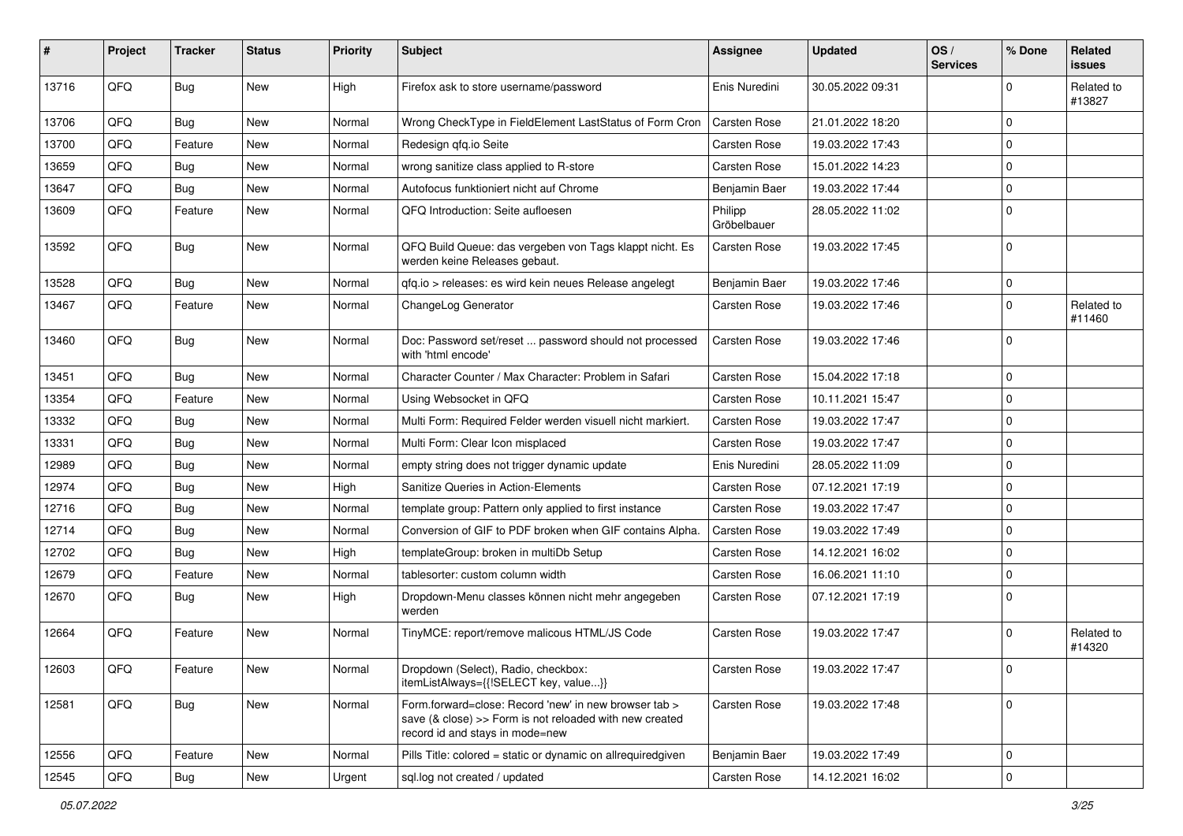| # | Project | Tracker | Status | Priority | Subject | Assignee | Updated | OS / Services | % Done | Related issues |
|---|---|---|---|---|---|---|---|---|---|---|
| 13716 | QFQ | Bug | New | High | Firefox ask to store username/password | Enis Nuredini | 30.05.2022 09:31 | | 0 | Related to #13827 |
| 13706 | QFQ | Bug | New | Normal | Wrong CheckType in FieldElement LastStatus of Form Cron | Carsten Rose | 21.01.2022 18:20 | | 0 | |
| 13700 | QFQ | Feature | New | Normal | Redesign qfq.io Seite | Carsten Rose | 19.03.2022 17:43 | | 0 | |
| 13659 | QFQ | Bug | New | Normal | wrong sanitize class applied to R-store | Carsten Rose | 15.01.2022 14:23 | | 0 | |
| 13647 | QFQ | Bug | New | Normal | Autofocus funktioniert nicht auf Chrome | Benjamin Baer | 19.03.2022 17:44 | | 0 | |
| 13609 | QFQ | Feature | New | Normal | QFQ Introduction: Seite aufloesen | Philipp Gröbelbauer | 28.05.2022 11:02 | | 0 | |
| 13592 | QFQ | Bug | New | Normal | QFQ Build Queue: das vergeben von Tags klappt nicht. Es werden keine Releases gebaut. | Carsten Rose | 19.03.2022 17:45 | | 0 | |
| 13528 | QFQ | Bug | New | Normal | qfq.io > releases: es wird kein neues Release angelegt | Benjamin Baer | 19.03.2022 17:46 | | 0 | |
| 13467 | QFQ | Feature | New | Normal | ChangeLog Generator | Carsten Rose | 19.03.2022 17:46 | | 0 | Related to #11460 |
| 13460 | QFQ | Bug | New | Normal | Doc: Password set/reset ... password should not processed with 'html encode' | Carsten Rose | 19.03.2022 17:46 | | 0 | |
| 13451 | QFQ | Bug | New | Normal | Character Counter / Max Character: Problem in Safari | Carsten Rose | 15.04.2022 17:18 | | 0 | |
| 13354 | QFQ | Feature | New | Normal | Using Websocket in QFQ | Carsten Rose | 10.11.2021 15:47 | | 0 | |
| 13332 | QFQ | Bug | New | Normal | Multi Form: Required Felder werden visuell nicht markiert. | Carsten Rose | 19.03.2022 17:47 | | 0 | |
| 13331 | QFQ | Bug | New | Normal | Multi Form: Clear Icon misplaced | Carsten Rose | 19.03.2022 17:47 | | 0 | |
| 12989 | QFQ | Bug | New | Normal | empty string does not trigger dynamic update | Enis Nuredini | 28.05.2022 11:09 | | 0 | |
| 12974 | QFQ | Bug | New | High | Sanitize Queries in Action-Elements | Carsten Rose | 07.12.2021 17:19 | | 0 | |
| 12716 | QFQ | Bug | New | Normal | template group: Pattern only applied to first instance | Carsten Rose | 19.03.2022 17:47 | | 0 | |
| 12714 | QFQ | Bug | New | Normal | Conversion of GIF to PDF broken when GIF contains Alpha. | Carsten Rose | 19.03.2022 17:49 | | 0 | |
| 12702 | QFQ | Bug | New | High | templateGroup: broken in multiDb Setup | Carsten Rose | 14.12.2021 16:02 | | 0 | |
| 12679 | QFQ | Feature | New | Normal | tablesorter: custom column width | Carsten Rose | 16.06.2021 11:10 | | 0 | |
| 12670 | QFQ | Bug | New | High | Dropdown-Menu classes können nicht mehr angegeben werden | Carsten Rose | 07.12.2021 17:19 | | 0 | |
| 12664 | QFQ | Feature | New | Normal | TinyMCE: report/remove malicous HTML/JS Code | Carsten Rose | 19.03.2022 17:47 | | 0 | Related to #14320 |
| 12603 | QFQ | Feature | New | Normal | Dropdown (Select), Radio, checkbox: itemListAlways={{!SELECT key, value...}} | Carsten Rose | 19.03.2022 17:47 | | 0 | |
| 12581 | QFQ | Bug | New | Normal | Form.forward=close: Record 'new' in new browser tab > save (& close) >> Form is not reloaded with new created record id and stays in mode=new | Carsten Rose | 19.03.2022 17:48 | | 0 | |
| 12556 | QFQ | Feature | New | Normal | Pills Title: colored = static or dynamic on allrequiredgiven | Benjamin Baer | 19.03.2022 17:49 | | 0 | |
| 12545 | QFQ | Bug | New | Urgent | sql.log not created / updated | Carsten Rose | 14.12.2021 16:02 | | 0 | |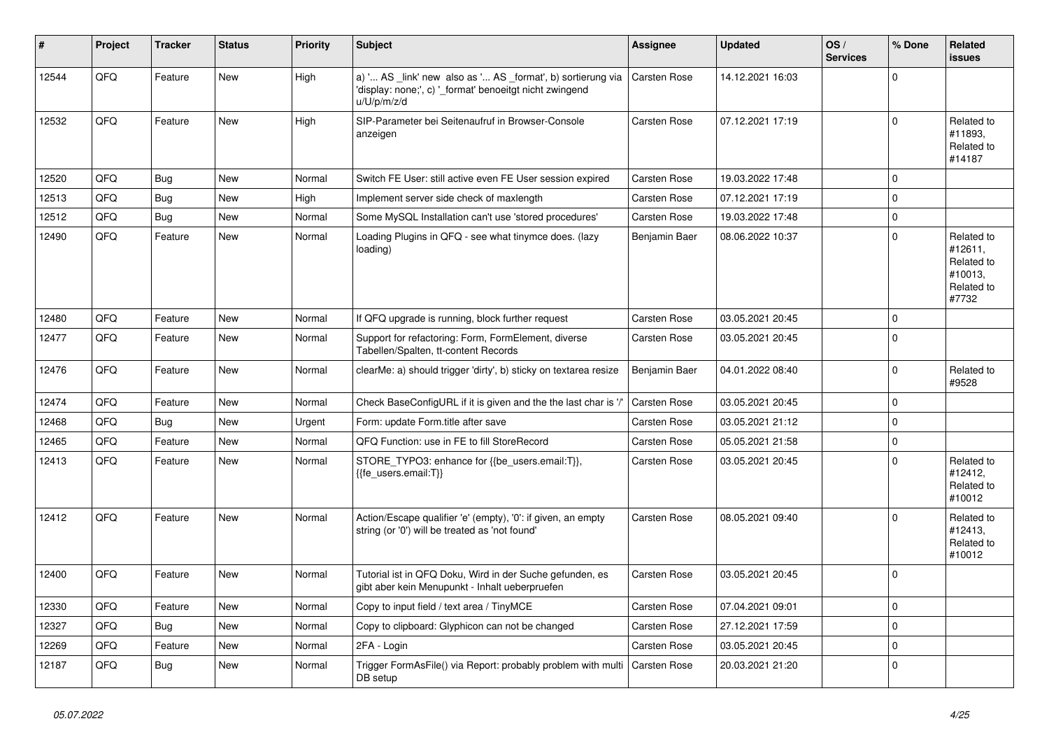| # | Project | Tracker | Status | Priority | Subject | Assignee | Updated | OS / Services | % Done | Related issues |
|---|---|---|---|---|---|---|---|---|---|---|
| 12544 | QFQ | Feature | New | High | a) '... AS _link' new also as '... AS _format', b) sortierung via 'display: none;', c) '_format' benoeitgt nicht zwingend u/U/p/m/z/d | Carsten Rose | 14.12.2021 16:03 | | 0 | |
| 12532 | QFQ | Feature | New | High | SIP-Parameter bei Seitenaufruf in Browser-Console anzeigen | Carsten Rose | 07.12.2021 17:19 | | 0 | Related to #11893, Related to #14187 |
| 12520 | QFQ | Bug | New | Normal | Switch FE User: still active even FE User session expired | Carsten Rose | 19.03.2022 17:48 | | 0 | |
| 12513 | QFQ | Bug | New | High | Implement server side check of maxlength | Carsten Rose | 07.12.2021 17:19 | | 0 | |
| 12512 | QFQ | Bug | New | Normal | Some MySQL Installation can't use 'stored procedures' | Carsten Rose | 19.03.2022 17:48 | | 0 | |
| 12490 | QFQ | Feature | New | Normal | Loading Plugins in QFQ - see what tinymce does. (lazy loading) | Benjamin Baer | 08.06.2022 10:37 | | 0 | Related to #12611, Related to #10013, Related to #7732 |
| 12480 | QFQ | Feature | New | Normal | If QFQ upgrade is running, block further request | Carsten Rose | 03.05.2021 20:45 | | 0 | |
| 12477 | QFQ | Feature | New | Normal | Support for refactoring: Form, FormElement, diverse Tabellen/Spalten, tt-content Records | Carsten Rose | 03.05.2021 20:45 | | 0 | |
| 12476 | QFQ | Feature | New | Normal | clearMe: a) should trigger 'dirty', b) sticky on textarea resize | Benjamin Baer | 04.01.2022 08:40 | | 0 | Related to #9528 |
| 12474 | QFQ | Feature | New | Normal | Check BaseConfigURL if it is given and the the last char is '/' | Carsten Rose | 03.05.2021 20:45 | | 0 | |
| 12468 | QFQ | Bug | New | Urgent | Form: update Form.title after save | Carsten Rose | 03.05.2021 21:12 | | 0 | |
| 12465 | QFQ | Feature | New | Normal | QFQ Function: use in FE to fill StoreRecord | Carsten Rose | 05.05.2021 21:58 | | 0 | |
| 12413 | QFQ | Feature | New | Normal | STORE_TYPO3: enhance for {{be_users.email:T}}, {{fe_users.email:T}} | Carsten Rose | 03.05.2021 20:45 | | 0 | Related to #12412, Related to #10012 |
| 12412 | QFQ | Feature | New | Normal | Action/Escape qualifier 'e' (empty), '0': if given, an empty string (or '0') will be treated as 'not found' | Carsten Rose | 08.05.2021 09:40 | | 0 | Related to #12413, Related to #10012 |
| 12400 | QFQ | Feature | New | Normal | Tutorial ist in QFQ Doku, Wird in der Suche gefunden, es gibt aber kein Menupunkt - Inhalt ueberpruefen | Carsten Rose | 03.05.2021 20:45 | | 0 | |
| 12330 | QFQ | Feature | New | Normal | Copy to input field / text area / TinyMCE | Carsten Rose | 07.04.2021 09:01 | | 0 | |
| 12327 | QFQ | Bug | New | Normal | Copy to clipboard: Glyphicon can not be changed | Carsten Rose | 27.12.2021 17:59 | | 0 | |
| 12269 | QFQ | Feature | New | Normal | 2FA - Login | Carsten Rose | 03.05.2021 20:45 | | 0 | |
| 12187 | QFQ | Bug | New | Normal | Trigger FormAsFile() via Report: probably problem with multi DB setup | Carsten Rose | 20.03.2021 21:20 | | 0 | |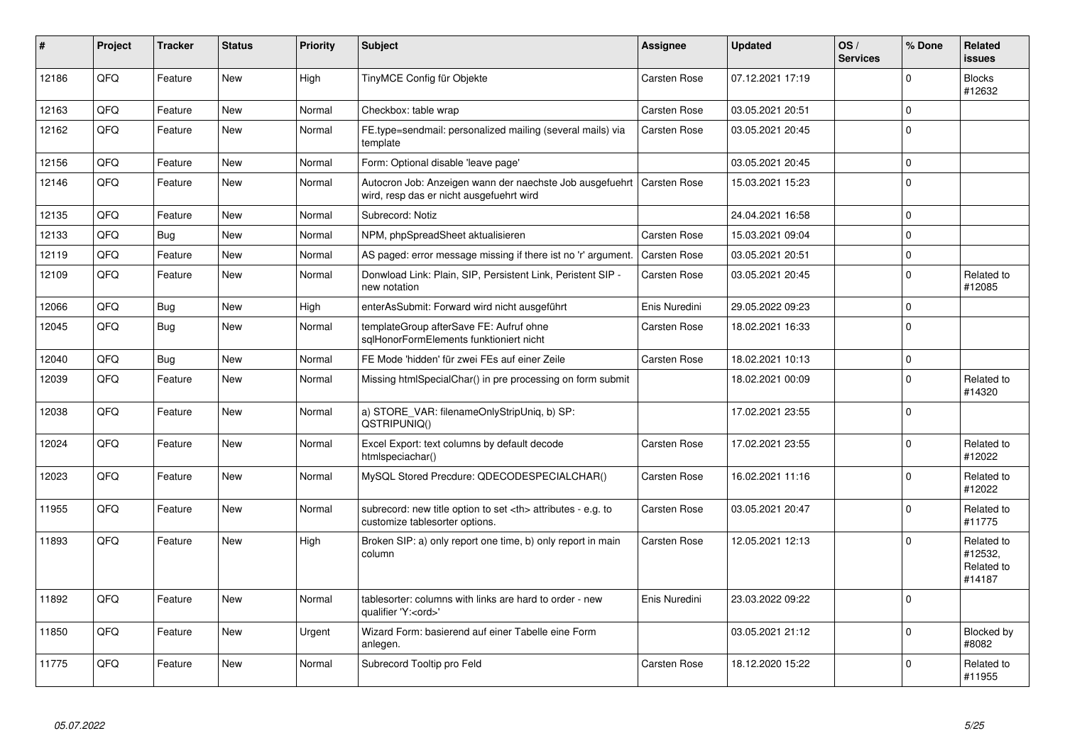| # | Project | Tracker | Status | Priority | Subject | Assignee | Updated | OS / Services | % Done | Related issues |
|---|---|---|---|---|---|---|---|---|---|---|
| 12186 | QFQ | Feature | New | High | TinyMCE Config für Objekte | Carsten Rose | 07.12.2021 17:19 | | 0 | Blocks #12632 |
| 12163 | QFQ | Feature | New | Normal | Checkbox: table wrap | Carsten Rose | 03.05.2021 20:51 | | 0 | |
| 12162 | QFQ | Feature | New | Normal | FE.type=sendmail: personalized mailing (several mails) via template | Carsten Rose | 03.05.2021 20:45 | | 0 | |
| 12156 | QFQ | Feature | New | Normal | Form: Optional disable 'leave page' | | 03.05.2021 20:45 | | 0 | |
| 12146 | QFQ | Feature | New | Normal | Autocron Job: Anzeigen wann der naechste Job ausgefuehrt wird, resp das er nicht ausgefuehrt wird | Carsten Rose | 15.03.2021 15:23 | | 0 | |
| 12135 | QFQ | Feature | New | Normal | Subrecord: Notiz | | 24.04.2021 16:58 | | 0 | |
| 12133 | QFQ | Bug | New | Normal | NPM, phpSpreadSheet aktualisieren | Carsten Rose | 15.03.2021 09:04 | | 0 | |
| 12119 | QFQ | Feature | New | Normal | AS paged: error message missing if there ist no 'r' argument. | Carsten Rose | 03.05.2021 20:51 | | 0 | |
| 12109 | QFQ | Feature | New | Normal | Donwload Link: Plain, SIP, Persistent Link, Peristent SIP - new notation | Carsten Rose | 03.05.2021 20:45 | | 0 | Related to #12085 |
| 12066 | QFQ | Bug | New | High | enterAsSubmit: Forward wird nicht ausgeführt | Enis Nuredini | 29.05.2022 09:23 | | 0 | |
| 12045 | QFQ | Bug | New | Normal | templateGroup afterSave FE: Aufruf ohne sqlHonorFormElements funktioniert nicht | Carsten Rose | 18.02.2021 16:33 | | 0 | |
| 12040 | QFQ | Bug | New | Normal | FE Mode 'hidden' für zwei FEs auf einer Zeile | Carsten Rose | 18.02.2021 10:13 | | 0 | |
| 12039 | QFQ | Feature | New | Normal | Missing htmlSpecialChar() in pre processing on form submit | | 18.02.2021 00:09 | | 0 | Related to #14320 |
| 12038 | QFQ | Feature | New | Normal | a) STORE_VAR: filenameOnlyStripUniq, b) SP: QSTRIPUNIQ() | | 17.02.2021 23:55 | | 0 | |
| 12024 | QFQ | Feature | New | Normal | Excel Export: text columns by default decode htmlspeciachar() | Carsten Rose | 17.02.2021 23:55 | | 0 | Related to #12022 |
| 12023 | QFQ | Feature | New | Normal | MySQL Stored Precdure: QDECODESPECIALCHAR() | Carsten Rose | 16.02.2021 11:16 | | 0 | Related to #12022 |
| 11955 | QFQ | Feature | New | Normal | subrecord: new title option to set <th> attributes - e.g. to customize tablesorter options. | Carsten Rose | 03.05.2021 20:47 | | 0 | Related to #11775 |
| 11893 | QFQ | Feature | New | High | Broken SIP: a) only report one time, b) only report in main column | Carsten Rose | 12.05.2021 12:13 | | 0 | Related to #12532, Related to #14187 |
| 11892 | QFQ | Feature | New | Normal | tablesorter: columns with links are hard to order - new qualifier 'Y:<ord>' | Enis Nuredini | 23.03.2022 09:22 | | 0 | |
| 11850 | QFQ | Feature | New | Urgent | Wizard Form: basierend auf einer Tabelle eine Form anlegen. | | 03.05.2021 21:12 | | 0 | Blocked by #8082 |
| 11775 | QFQ | Feature | New | Normal | Subrecord Tooltip pro Feld | Carsten Rose | 18.12.2020 15:22 | | 0 | Related to #11955 |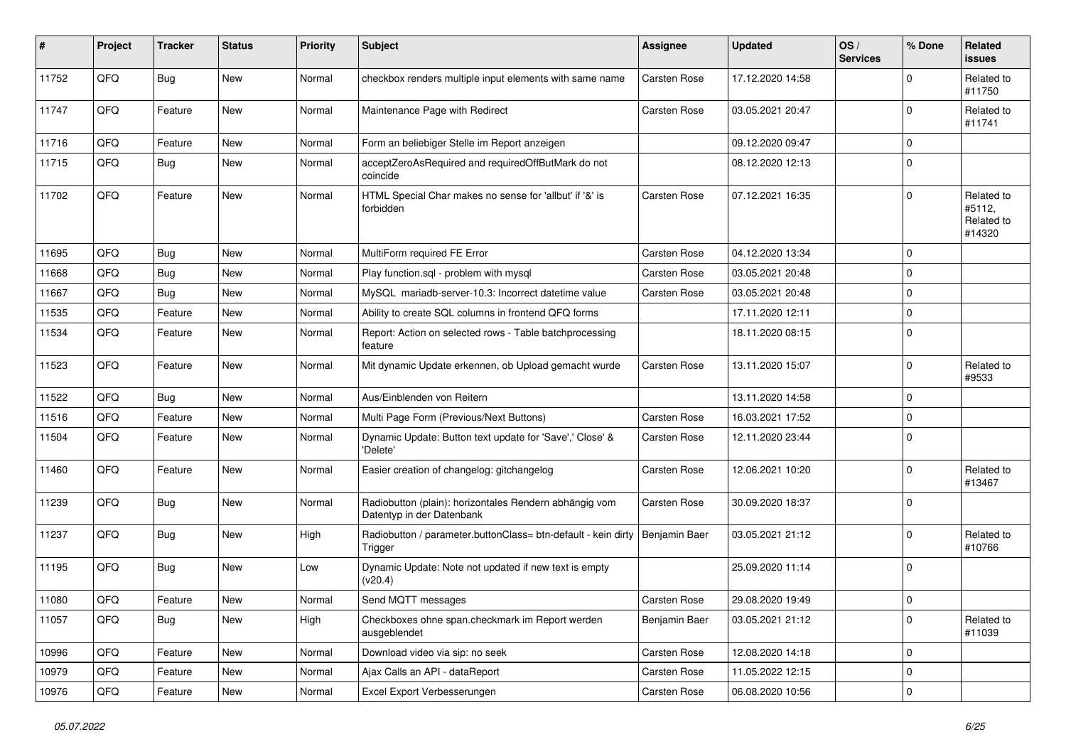| # | Project | Tracker | Status | Priority | Subject | Assignee | Updated | OS / Services | % Done | Related issues |
|---|---|---|---|---|---|---|---|---|---|---|
| 11752 | QFQ | Bug | New | Normal | checkbox renders multiple input elements with same name | Carsten Rose | 17.12.2020 14:58 | | 0 | Related to #11750 |
| 11747 | QFQ | Feature | New | Normal | Maintenance Page with Redirect | Carsten Rose | 03.05.2021 20:47 | | 0 | Related to #11741 |
| 11716 | QFQ | Feature | New | Normal | Form an beliebiger Stelle im Report anzeigen | | 09.12.2020 09:47 | | 0 | |
| 11715 | QFQ | Bug | New | Normal | acceptZeroAsRequired and requiredOffButMark do not coincide | | 08.12.2020 12:13 | | 0 | |
| 11702 | QFQ | Feature | New | Normal | HTML Special Char makes no sense for 'allbut' if '&' is forbidden | Carsten Rose | 07.12.2021 16:35 | | 0 | Related to #5112, Related to #14320 |
| 11695 | QFQ | Bug | New | Normal | MultiForm required FE Error | Carsten Rose | 04.12.2020 13:34 | | 0 | |
| 11668 | QFQ | Bug | New | Normal | Play function.sql - problem with mysql | Carsten Rose | 03.05.2021 20:48 | | 0 | |
| 11667 | QFQ | Bug | New | Normal | MySQL mariadb-server-10.3: Incorrect datetime value | Carsten Rose | 03.05.2021 20:48 | | 0 | |
| 11535 | QFQ | Feature | New | Normal | Ability to create SQL columns in frontend QFQ forms | | 17.11.2020 12:11 | | 0 | |
| 11534 | QFQ | Feature | New | Normal | Report: Action on selected rows - Table batchprocessing feature | | 18.11.2020 08:15 | | 0 | |
| 11523 | QFQ | Feature | New | Normal | Mit dynamic Update erkennen, ob Upload gemacht wurde | Carsten Rose | 13.11.2020 15:07 | | 0 | Related to #9533 |
| 11522 | QFQ | Bug | New | Normal | Aus/Einblenden von Reitern | | 13.11.2020 14:58 | | 0 | |
| 11516 | QFQ | Feature | New | Normal | Multi Page Form (Previous/Next Buttons) | Carsten Rose | 16.03.2021 17:52 | | 0 | |
| 11504 | QFQ | Feature | New | Normal | Dynamic Update: Button text update for 'Save',' Close' & 'Delete' | Carsten Rose | 12.11.2020 23:44 | | 0 | |
| 11460 | QFQ | Feature | New | Normal | Easier creation of changelog: gitchangelog | Carsten Rose | 12.06.2021 10:20 | | 0 | Related to #13467 |
| 11239 | QFQ | Bug | New | Normal | Radiobutton (plain): horizontales Rendern abhängig vom Datentyp in der Datenbank | Carsten Rose | 30.09.2020 18:37 | | 0 | |
| 11237 | QFQ | Bug | New | High | Radiobutton / parameter.buttonClass= btn-default - kein dirty Trigger | Benjamin Baer | 03.05.2021 21:12 | | 0 | Related to #10766 |
| 11195 | QFQ | Bug | New | Low | Dynamic Update: Note not updated if new text is empty (v20.4) | | 25.09.2020 11:14 | | 0 | |
| 11080 | QFQ | Feature | New | Normal | Send MQTT messages | Carsten Rose | 29.08.2020 19:49 | | 0 | |
| 11057 | QFQ | Bug | New | High | Checkboxes ohne span.checkmark im Report werden ausgeblendet | Benjamin Baer | 03.05.2021 21:12 | | 0 | Related to #11039 |
| 10996 | QFQ | Feature | New | Normal | Download video via sip: no seek | Carsten Rose | 12.08.2020 14:18 | | 0 | |
| 10979 | QFQ | Feature | New | Normal | Ajax Calls an API - dataReport | Carsten Rose | 11.05.2022 12:15 | | 0 | |
| 10976 | QFQ | Feature | New | Normal | Excel Export Verbesserungen | Carsten Rose | 06.08.2020 10:56 | | 0 | |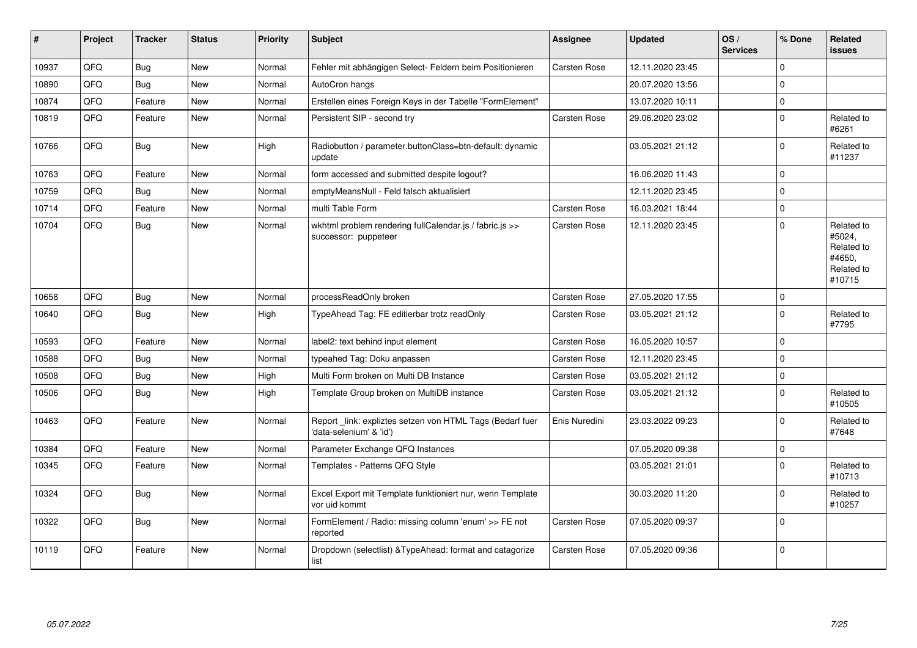| # | Project | Tracker | Status | Priority | Subject | Assignee | Updated | OS / Services | % Done | Related issues |
|---|---|---|---|---|---|---|---|---|---|---|
| 10937 | QFQ | Bug | New | Normal | Fehler mit abhängigen Select- Feldern beim Positionieren | Carsten Rose | 12.11.2020 23:45 | | 0 | |
| 10890 | QFQ | Bug | New | Normal | AutoCron hangs | | 20.07.2020 13:56 | | 0 | |
| 10874 | QFQ | Feature | New | Normal | Erstellen eines Foreign Keys in der Tabelle "FormElement" | | 13.07.2020 10:11 | | 0 | |
| 10819 | QFQ | Feature | New | Normal | Persistent SIP - second try | Carsten Rose | 29.06.2020 23:02 | | 0 | Related to #6261 |
| 10766 | QFQ | Bug | New | High | Radiobutton / parameter.buttonClass=btn-default: dynamic update | | 03.05.2021 21:12 | | 0 | Related to #11237 |
| 10763 | QFQ | Feature | New | Normal | form accessed and submitted despite logout? | | 16.06.2020 11:43 | | 0 | |
| 10759 | QFQ | Bug | New | Normal | emptyMeansNull - Feld falsch aktualisiert | | 12.11.2020 23:45 | | 0 | |
| 10714 | QFQ | Feature | New | Normal | multi Table Form | Carsten Rose | 16.03.2021 18:44 | | 0 | |
| 10704 | QFQ | Bug | New | Normal | wkhtml problem rendering fullCalendar.js / fabric.js >> successor: puppeteer | Carsten Rose | 12.11.2020 23:45 | | 0 | Related to #5024, Related to #4650, Related to #10715 |
| 10658 | QFQ | Bug | New | Normal | processReadOnly broken | Carsten Rose | 27.05.2020 17:55 | | 0 | |
| 10640 | QFQ | Bug | New | High | TypeAhead Tag: FE editierbar trotz readOnly | Carsten Rose | 03.05.2021 21:12 | | 0 | Related to #7795 |
| 10593 | QFQ | Feature | New | Normal | label2: text behind input element | Carsten Rose | 16.05.2020 10:57 | | 0 | |
| 10588 | QFQ | Bug | New | Normal | typeahed Tag: Doku anpassen | Carsten Rose | 12.11.2020 23:45 | | 0 | |
| 10508 | QFQ | Bug | New | High | Multi Form broken on Multi DB Instance | Carsten Rose | 03.05.2021 21:12 | | 0 | |
| 10506 | QFQ | Bug | New | High | Template Group broken on MultiDB instance | Carsten Rose | 03.05.2021 21:12 | | 0 | Related to #10505 |
| 10463 | QFQ | Feature | New | Normal | Report _link: expliztes setzen von HTML Tags (Bedarf fuer 'data-selenium' & 'id') | Enis Nuredini | 23.03.2022 09:23 | | 0 | Related to #7648 |
| 10384 | QFQ | Feature | New | Normal | Parameter Exchange QFQ Instances | | 07.05.2020 09:38 | | 0 | |
| 10345 | QFQ | Feature | New | Normal | Templates - Patterns QFQ Style | | 03.05.2021 21:01 | | 0 | Related to #10713 |
| 10324 | QFQ | Bug | New | Normal | Excel Export mit Template funktioniert nur, wenn Template vor uid kommt | | 30.03.2020 11:20 | | 0 | Related to #10257 |
| 10322 | QFQ | Bug | New | Normal | FormElement / Radio: missing column 'enum' >> FE not reported | Carsten Rose | 07.05.2020 09:37 | | 0 | |
| 10119 | QFQ | Feature | New | Normal | Dropdown (selectlist) &TypeAhead: format and catagorize list | Carsten Rose | 07.05.2020 09:36 | | 0 | |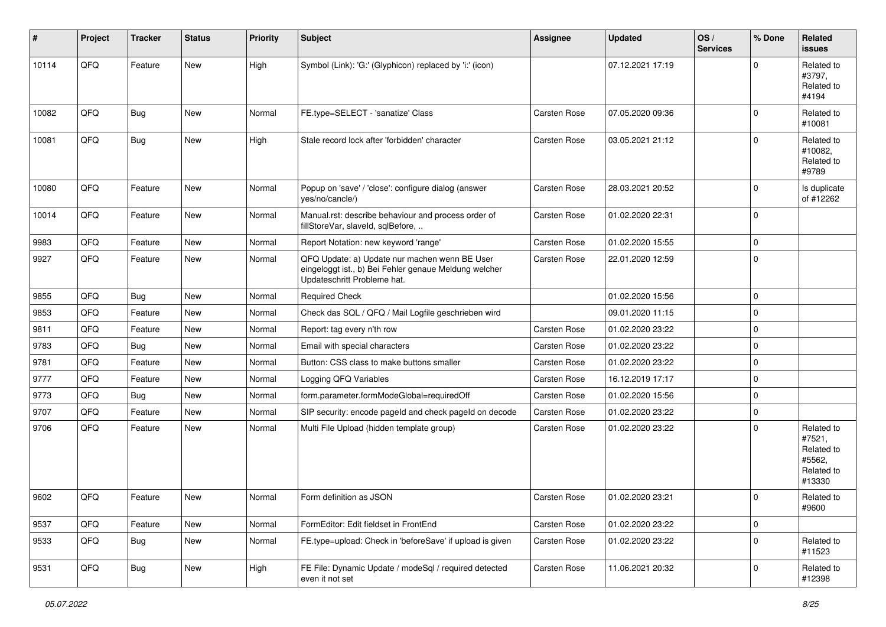| # | Project | Tracker | Status | Priority | Subject | Assignee | Updated | OS / Services | % Done | Related issues |
|---|---|---|---|---|---|---|---|---|---|---|
| 10114 | QFQ | Feature | New | High | Symbol (Link): 'G:' (Glyphicon) replaced by 'i:' (icon) | | 07.12.2021 17:19 | | 0 | Related to #3797, Related to #4194 |
| 10082 | QFQ | Bug | New | Normal | FE.type=SELECT - 'sanatize' Class | Carsten Rose | 07.05.2020 09:36 | | 0 | Related to #10081 |
| 10081 | QFQ | Bug | New | High | Stale record lock after 'forbidden' character | Carsten Rose | 03.05.2021 21:12 | | 0 | Related to #10082, Related to #9789 |
| 10080 | QFQ | Feature | New | Normal | Popup on 'save' / 'close': configure dialog (answer yes/no/cancle/) | Carsten Rose | 28.03.2021 20:52 | | 0 | Is duplicate of #12262 |
| 10014 | QFQ | Feature | New | Normal | Manual.rst: describe behaviour and process order of fillStoreVar, slaveId, sqlBefore, .. | Carsten Rose | 01.02.2020 22:31 | | 0 | |
| 9983 | QFQ | Feature | New | Normal | Report Notation: new keyword 'range' | Carsten Rose | 01.02.2020 15:55 | | 0 | |
| 9927 | QFQ | Feature | New | Normal | QFQ Update: a) Update nur machen wenn BE User eingeloggt ist., b) Bei Fehler genaue Meldung welcher Updateschritt Probleme hat. | Carsten Rose | 22.01.2020 12:59 | | 0 | |
| 9855 | QFQ | Bug | New | Normal | Required Check | | 01.02.2020 15:56 | | 0 | |
| 9853 | QFQ | Feature | New | Normal | Check das SQL / QFQ / Mail Logfile geschrieben wird | | 09.01.2020 11:15 | | 0 | |
| 9811 | QFQ | Feature | New | Normal | Report: tag every n'th row | Carsten Rose | 01.02.2020 23:22 | | 0 | |
| 9783 | QFQ | Bug | New | Normal | Email with special characters | Carsten Rose | 01.02.2020 23:22 | | 0 | |
| 9781 | QFQ | Feature | New | Normal | Button: CSS class to make buttons smaller | Carsten Rose | 01.02.2020 23:22 | | 0 | |
| 9777 | QFQ | Feature | New | Normal | Logging QFQ Variables | Carsten Rose | 16.12.2019 17:17 | | 0 | |
| 9773 | QFQ | Bug | New | Normal | form.parameter.formModeGlobal=requiredOff | Carsten Rose | 01.02.2020 15:56 | | 0 | |
| 9707 | QFQ | Feature | New | Normal | SIP security: encode pageId and check pageId on decode | Carsten Rose | 01.02.2020 23:22 | | 0 | |
| 9706 | QFQ | Feature | New | Normal | Multi File Upload (hidden template group) | Carsten Rose | 01.02.2020 23:22 | | 0 | Related to #7521, Related to #5562, Related to #13330 |
| 9602 | QFQ | Feature | New | Normal | Form definition as JSON | Carsten Rose | 01.02.2020 23:21 | | 0 | Related to #9600 |
| 9537 | QFQ | Feature | New | Normal | FormEditor: Edit fieldset in FrontEnd | Carsten Rose | 01.02.2020 23:22 | | 0 | |
| 9533 | QFQ | Bug | New | Normal | FE.type=upload: Check in 'beforeSave' if upload is given | Carsten Rose | 01.02.2020 23:22 | | 0 | Related to #11523 |
| 9531 | QFQ | Bug | New | High | FE File: Dynamic Update / modeSql / required detected even it not set | Carsten Rose | 11.06.2021 20:32 | | 0 | Related to #12398 |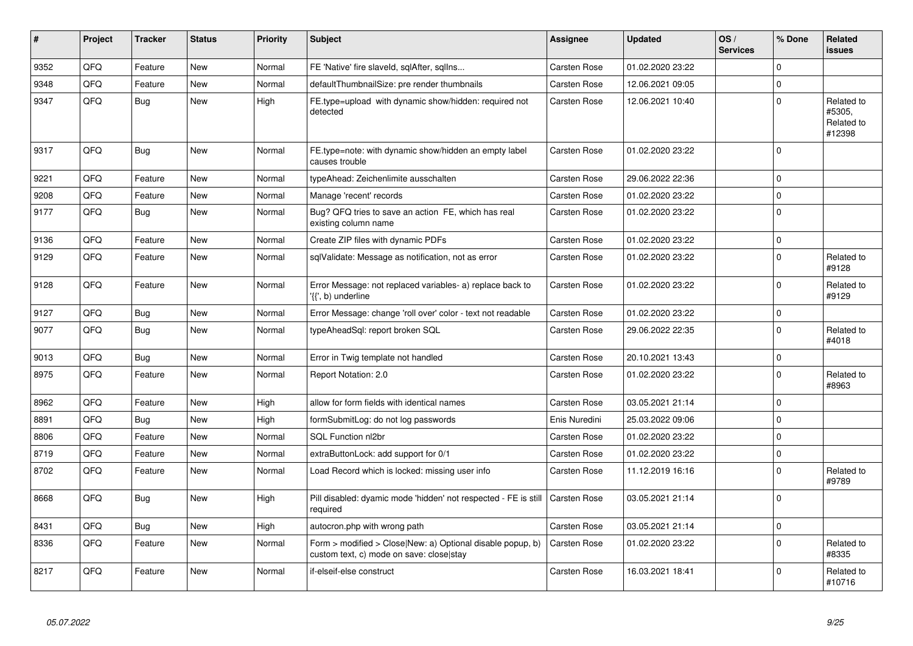| # | Project | Tracker | Status | Priority | Subject | Assignee | Updated | OS / Services | % Done | Related issues |
|---|---|---|---|---|---|---|---|---|---|---|
| 9352 | QFQ | Feature | New | Normal | FE 'Native' fire slaveId, sqlAfter, sqlIns... | Carsten Rose | 01.02.2020 23:22 | | 0 | |
| 9348 | QFQ | Feature | New | Normal | defaultThumbnailSize: pre render thumbnails | Carsten Rose | 12.06.2021 09:05 | | 0 | |
| 9347 | QFQ | Bug | New | High | FE.type=upload with dynamic show/hidden: required not detected | Carsten Rose | 12.06.2021 10:40 | | 0 | Related to #5305, Related to #12398 |
| 9317 | QFQ | Bug | New | Normal | FE.type=note: with dynamic show/hidden an empty label causes trouble | Carsten Rose | 01.02.2020 23:22 | | 0 | |
| 9221 | QFQ | Feature | New | Normal | typeAhead: Zeichenlimite ausschalten | Carsten Rose | 29.06.2022 22:36 | | 0 | |
| 9208 | QFQ | Feature | New | Normal | Manage 'recent' records | Carsten Rose | 01.02.2020 23:22 | | 0 | |
| 9177 | QFQ | Bug | New | Normal | Bug? QFQ tries to save an action FE, which has real existing column name | Carsten Rose | 01.02.2020 23:22 | | 0 | |
| 9136 | QFQ | Feature | New | Normal | Create ZIP files with dynamic PDFs | Carsten Rose | 01.02.2020 23:22 | | 0 | |
| 9129 | QFQ | Feature | New | Normal | sqlValidate: Message as notification, not as error | Carsten Rose | 01.02.2020 23:22 | | 0 | Related to #9128 |
| 9128 | QFQ | Feature | New | Normal | Error Message: not replaced variables- a) replace back to '{{', b) underline | Carsten Rose | 01.02.2020 23:22 | | 0 | Related to #9129 |
| 9127 | QFQ | Bug | New | Normal | Error Message: change 'roll over' color - text not readable | Carsten Rose | 01.02.2020 23:22 | | 0 | |
| 9077 | QFQ | Bug | New | Normal | typeAheadSql: report broken SQL | Carsten Rose | 29.06.2022 22:35 | | 0 | Related to #4018 |
| 9013 | QFQ | Bug | New | Normal | Error in Twig template not handled | Carsten Rose | 20.10.2021 13:43 | | 0 | |
| 8975 | QFQ | Feature | New | Normal | Report Notation: 2.0 | Carsten Rose | 01.02.2020 23:22 | | 0 | Related to #8963 |
| 8962 | QFQ | Feature | New | High | allow for form fields with identical names | Carsten Rose | 03.05.2021 21:14 | | 0 | |
| 8891 | QFQ | Bug | New | High | formSubmitLog: do not log passwords | Enis Nuredini | 25.03.2022 09:06 | | 0 | |
| 8806 | QFQ | Feature | New | Normal | SQL Function nl2br | Carsten Rose | 01.02.2020 23:22 | | 0 | |
| 8719 | QFQ | Feature | New | Normal | extraButtonLock: add support for 0/1 | Carsten Rose | 01.02.2020 23:22 | | 0 | |
| 8702 | QFQ | Feature | New | Normal | Load Record which is locked: missing user info | Carsten Rose | 11.12.2019 16:16 | | 0 | Related to #9789 |
| 8668 | QFQ | Bug | New | High | Pill disabled: dyamic mode 'hidden' not respected - FE is still required | Carsten Rose | 03.05.2021 21:14 | | 0 | |
| 8431 | QFQ | Bug | New | High | autocron.php with wrong path | Carsten Rose | 03.05.2021 21:14 | | 0 | |
| 8336 | QFQ | Feature | New | Normal | Form > modified > Close\|New: a) Optional disable popup, b) custom text, c) mode on save: close\|stay | Carsten Rose | 01.02.2020 23:22 | | 0 | Related to #8335 |
| 8217 | QFQ | Feature | New | Normal | if-elseif-else construct | Carsten Rose | 16.03.2021 18:41 | | 0 | Related to #10716 |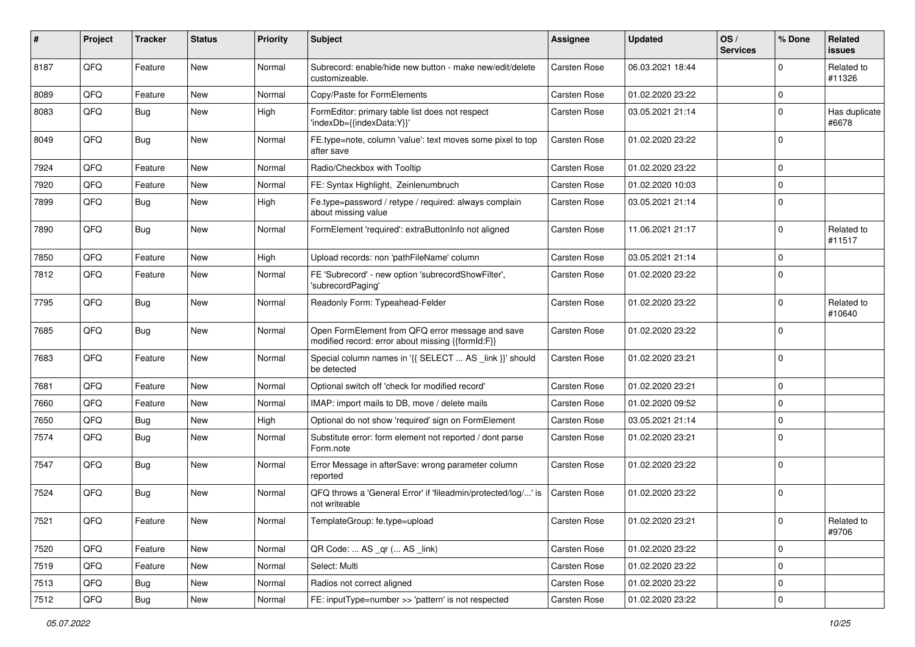| # | Project | Tracker | Status | Priority | Subject | Assignee | Updated | OS / Services | % Done | Related issues |
|---|---|---|---|---|---|---|---|---|---|---|
| 8187 | QFQ | Feature | New | Normal | Subrecord: enable/hide new button - make new/edit/delete customizeable. | Carsten Rose | 06.03.2021 18:44 | | 0 | Related to #11326 |
| 8089 | QFQ | Feature | New | Normal | Copy/Paste for FormElements | Carsten Rose | 01.02.2020 23:22 | | 0 | |
| 8083 | QFQ | Bug | New | High | FormEditor: primary table list does not respect 'indexDb={{indexData:Y}}' | Carsten Rose | 03.05.2021 21:14 | | 0 | Has duplicate #6678 |
| 8049 | QFQ | Bug | New | Normal | FE.type=note, column 'value': text moves some pixel to top after save | Carsten Rose | 01.02.2020 23:22 | | 0 | |
| 7924 | QFQ | Feature | New | Normal | Radio/Checkbox with Tooltip | Carsten Rose | 01.02.2020 23:22 | | 0 | |
| 7920 | QFQ | Feature | New | Normal | FE: Syntax Highlight, Zeinlenumbruch | Carsten Rose | 01.02.2020 10:03 | | 0 | |
| 7899 | QFQ | Bug | New | High | Fe.type=password / retype / required: always complain about missing value | Carsten Rose | 03.05.2021 21:14 | | 0 | |
| 7890 | QFQ | Bug | New | Normal | FormElement 'required': extraButtonInfo not aligned | Carsten Rose | 11.06.2021 21:17 | | 0 | Related to #11517 |
| 7850 | QFQ | Feature | New | High | Upload records: non 'pathFileName' column | Carsten Rose | 03.05.2021 21:14 | | 0 | |
| 7812 | QFQ | Feature | New | Normal | FE 'Subrecord' - new option 'subrecordShowFilter', 'subrecordPaging' | Carsten Rose | 01.02.2020 23:22 | | 0 | |
| 7795 | QFQ | Bug | New | Normal | Readonly Form: Typeahead-Felder | Carsten Rose | 01.02.2020 23:22 | | 0 | Related to #10640 |
| 7685 | QFQ | Bug | New | Normal | Open FormElement from QFQ error message and save modified record: error about missing {{formId:F}} | Carsten Rose | 01.02.2020 23:22 | | 0 | |
| 7683 | QFQ | Feature | New | Normal | Special column names in '{{ SELECT ... AS _link }}' should be detected | Carsten Rose | 01.02.2020 23:21 | | 0 | |
| 7681 | QFQ | Feature | New | Normal | Optional switch off 'check for modified record' | Carsten Rose | 01.02.2020 23:21 | | 0 | |
| 7660 | QFQ | Feature | New | Normal | IMAP: import mails to DB, move / delete mails | Carsten Rose | 01.02.2020 09:52 | | 0 | |
| 7650 | QFQ | Bug | New | High | Optional do not show 'required' sign on FormElement | Carsten Rose | 03.05.2021 21:14 | | 0 | |
| 7574 | QFQ | Bug | New | Normal | Substitute error: form element not reported / dont parse Form.note | Carsten Rose | 01.02.2020 23:21 | | 0 | |
| 7547 | QFQ | Bug | New | Normal | Error Message in afterSave: wrong parameter column reported | Carsten Rose | 01.02.2020 23:22 | | 0 | |
| 7524 | QFQ | Bug | New | Normal | QFQ throws a 'General Error' if 'fileadmin/protected/log/...' is not writeable | Carsten Rose | 01.02.2020 23:22 | | 0 | |
| 7521 | QFQ | Feature | New | Normal | TemplateGroup: fe.type=upload | Carsten Rose | 01.02.2020 23:21 | | 0 | Related to #9706 |
| 7520 | QFQ | Feature | New | Normal | QR Code: ... AS _qr (... AS _link) | Carsten Rose | 01.02.2020 23:22 | | 0 | |
| 7519 | QFQ | Feature | New | Normal | Select: Multi | Carsten Rose | 01.02.2020 23:22 | | 0 | |
| 7513 | QFQ | Bug | New | Normal | Radios not correct aligned | Carsten Rose | 01.02.2020 23:22 | | 0 | |
| 7512 | QFQ | Bug | New | Normal | FE: inputType=number >> 'pattern' is not respected | Carsten Rose | 01.02.2020 23:22 | | 0 | |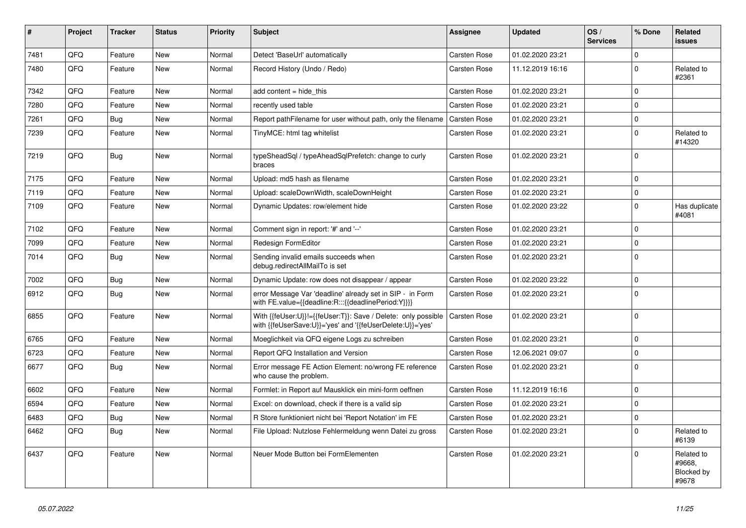| # | Project | Tracker | Status | Priority | Subject | Assignee | Updated | OS / Services | % Done | Related issues |
|---|---|---|---|---|---|---|---|---|---|---|
| 7481 | QFQ | Feature | New | Normal | Detect 'BaseUrl' automatically | Carsten Rose | 01.02.2020 23:21 | | 0 | |
| 7480 | QFQ | Feature | New | Normal | Record History (Undo / Redo) | Carsten Rose | 11.12.2019 16:16 | | 0 | Related to #2361 |
| 7342 | QFQ | Feature | New | Normal | add content = hide_this | Carsten Rose | 01.02.2020 23:21 | | 0 | |
| 7280 | QFQ | Feature | New | Normal | recently used table | Carsten Rose | 01.02.2020 23:21 | | 0 | |
| 7261 | QFQ | Bug | New | Normal | Report pathFilename for user without path, only the filename | Carsten Rose | 01.02.2020 23:21 | | 0 | |
| 7239 | QFQ | Feature | New | Normal | TinyMCE: html tag whitelist | Carsten Rose | 01.02.2020 23:21 | | 0 | Related to #14320 |
| 7219 | QFQ | Bug | New | Normal | typeSheadSql / typeAheadSqlPrefetch: change to curly braces | Carsten Rose | 01.02.2020 23:21 | | 0 | |
| 7175 | QFQ | Feature | New | Normal | Upload: md5 hash as filename | Carsten Rose | 01.02.2020 23:21 | | 0 | |
| 7119 | QFQ | Feature | New | Normal | Upload: scaleDownWidth, scaleDownHeight | Carsten Rose | 01.02.2020 23:21 | | 0 | |
| 7109 | QFQ | Feature | New | Normal | Dynamic Updates: row/element hide | Carsten Rose | 01.02.2020 23:22 | | 0 | Has duplicate #4081 |
| 7102 | QFQ | Feature | New | Normal | Comment sign in report: '#' and '--' | Carsten Rose | 01.02.2020 23:21 | | 0 | |
| 7099 | QFQ | Feature | New | Normal | Redesign FormEditor | Carsten Rose | 01.02.2020 23:21 | | 0 | |
| 7014 | QFQ | Bug | New | Normal | Sending invalid emails succeeds when debug.redirectAllMailTo is set | Carsten Rose | 01.02.2020 23:21 | | 0 | |
| 7002 | QFQ | Bug | New | Normal | Dynamic Update: row does not disappear / appear | Carsten Rose | 01.02.2020 23:22 | | 0 | |
| 6912 | QFQ | Bug | New | Normal | error Message Var 'deadline' already set in SIP - in Form with FE.value={{deadline:R:::{{deadlinePeriod:Y}}}} | Carsten Rose | 01.02.2020 23:21 | | 0 | |
| 6855 | QFQ | Feature | New | Normal | With {{feUser:U}}!={{feUser:T}}: Save / Delete: only possible with {{feUserSave:U}}='yes' and '{{feUserDelete:U}}='yes' | Carsten Rose | 01.02.2020 23:21 | | 0 | |
| 6765 | QFQ | Feature | New | Normal | Moeglichkeit via QFQ eigene Logs zu schreiben | Carsten Rose | 01.02.2020 23:21 | | 0 | |
| 6723 | QFQ | Feature | New | Normal | Report QFQ Installation and Version | Carsten Rose | 12.06.2021 09:07 | | 0 | |
| 6677 | QFQ | Bug | New | Normal | Error message FE Action Element: no/wrong FE reference who cause the problem. | Carsten Rose | 01.02.2020 23:21 | | 0 | |
| 6602 | QFQ | Feature | New | Normal | Formlet: in Report auf Mausklick ein mini-form oeffnen | Carsten Rose | 11.12.2019 16:16 | | 0 | |
| 6594 | QFQ | Feature | New | Normal | Excel: on download, check if there is a valid sip | Carsten Rose | 01.02.2020 23:21 | | 0 | |
| 6483 | QFQ | Bug | New | Normal | R Store funktioniert nicht bei 'Report Notation' im FE | Carsten Rose | 01.02.2020 23:21 | | 0 | |
| 6462 | QFQ | Bug | New | Normal | File Upload: Nutzlose Fehlermeldung wenn Datei zu gross | Carsten Rose | 01.02.2020 23:21 | | 0 | Related to #6139 |
| 6437 | QFQ | Feature | New | Normal | Neuer Mode Button bei FormElementen | Carsten Rose | 01.02.2020 23:21 | | 0 | Related to #9668, Blocked by #9678 |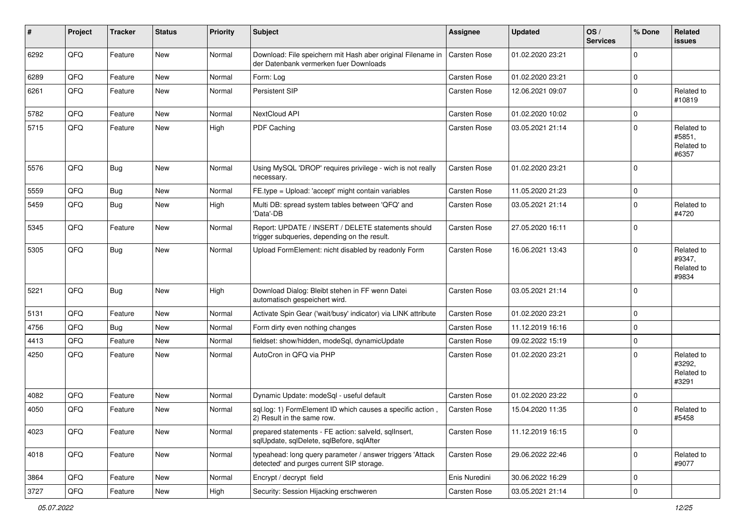| # | Project | Tracker | Status | Priority | Subject | Assignee | Updated | OS / Services | % Done | Related issues |
|---|---|---|---|---|---|---|---|---|---|---|
| 6292 | QFQ | Feature | New | Normal | Download: File speichern mit Hash aber original Filename in der Datenbank vermerken fuer Downloads | Carsten Rose | 01.02.2020 23:21 | | 0 | |
| 6289 | QFQ | Feature | New | Normal | Form: Log | Carsten Rose | 01.02.2020 23:21 | | 0 | |
| 6261 | QFQ | Feature | New | Normal | Persistent SIP | Carsten Rose | 12.06.2021 09:07 | | 0 | Related to #10819 |
| 5782 | QFQ | Feature | New | Normal | NextCloud API | Carsten Rose | 01.02.2020 10:02 | | 0 | |
| 5715 | QFQ | Feature | New | High | PDF Caching | Carsten Rose | 03.05.2021 21:14 | | 0 | Related to #5851, Related to #6357 |
| 5576 | QFQ | Bug | New | Normal | Using MySQL 'DROP' requires privilege - wich is not really necessary. | Carsten Rose | 01.02.2020 23:21 | | 0 | |
| 5559 | QFQ | Bug | New | Normal | FE.type = Upload: 'accept' might contain variables | Carsten Rose | 11.05.2020 21:23 | | 0 | |
| 5459 | QFQ | Bug | New | High | Multi DB: spread system tables between 'QFQ' and 'Data'-DB | Carsten Rose | 03.05.2021 21:14 | | 0 | Related to #4720 |
| 5345 | QFQ | Feature | New | Normal | Report: UPDATE / INSERT / DELETE statements should trigger subqueries, depending on the result. | Carsten Rose | 27.05.2020 16:11 | | 0 | |
| 5305 | QFQ | Bug | New | Normal | Upload FormElement: nicht disabled by readonly Form | Carsten Rose | 16.06.2021 13:43 | | 0 | Related to #9347, Related to #9834 |
| 5221 | QFQ | Bug | New | High | Download Dialog: Bleibt stehen in FF wenn Datei automatisch gespeichert wird. | Carsten Rose | 03.05.2021 21:14 | | 0 | |
| 5131 | QFQ | Feature | New | Normal | Activate Spin Gear ('wait/busy' indicator) via LINK attribute | Carsten Rose | 01.02.2020 23:21 | | 0 | |
| 4756 | QFQ | Bug | New | Normal | Form dirty even nothing changes | Carsten Rose | 11.12.2019 16:16 | | 0 | |
| 4413 | QFQ | Feature | New | Normal | fieldset: show/hidden, modeSql, dynamicUpdate | Carsten Rose | 09.02.2022 15:19 | | 0 | |
| 4250 | QFQ | Feature | New | Normal | AutoCron in QFQ via PHP | Carsten Rose | 01.02.2020 23:21 | | 0 | Related to #3292, Related to #3291 |
| 4082 | QFQ | Feature | New | Normal | Dynamic Update: modeSql - useful default | Carsten Rose | 01.02.2020 23:22 | | 0 | |
| 4050 | QFQ | Feature | New | Normal | sql.log: 1) FormElement ID which causes a specific action , 2) Result in the same row. | Carsten Rose | 15.04.2020 11:35 | | 0 | Related to #5458 |
| 4023 | QFQ | Feature | New | Normal | prepared statements - FE action: salveld, sqlInsert, sqlUpdate, sqlDelete, sqlBefore, sqlAfter | Carsten Rose | 11.12.2019 16:15 | | 0 | |
| 4018 | QFQ | Feature | New | Normal | typeahead: long query parameter / answer triggers 'Attack detected' and purges current SIP storage. | Carsten Rose | 29.06.2022 22:46 | | 0 | Related to #9077 |
| 3864 | QFQ | Feature | New | Normal | Encrypt / decrypt field | Enis Nuredini | 30.06.2022 16:29 | | 0 | |
| 3727 | QFQ | Feature | New | High | Security: Session Hijacking erschweren | Carsten Rose | 03.05.2021 21:14 | | 0 | |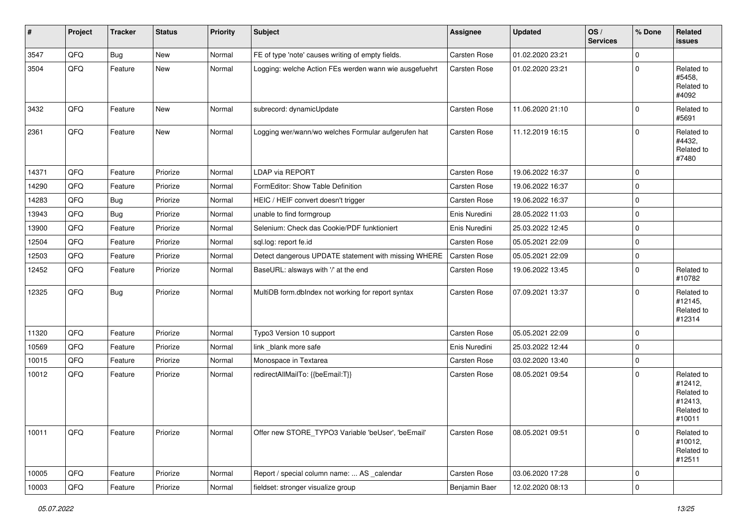| # | Project | Tracker | Status | Priority | Subject | Assignee | Updated | OS / Services | % Done | Related issues |
|---|---|---|---|---|---|---|---|---|---|---|
| 3547 | QFQ | Bug | New | Normal | FE of type 'note' causes writing of empty fields. | Carsten Rose | 01.02.2020 23:21 | | 0 | |
| 3504 | QFQ | Feature | New | Normal | Logging: welche Action FEs werden wann wie ausgefuehrt | Carsten Rose | 01.02.2020 23:21 | | 0 | Related to #5458, Related to #4092 |
| 3432 | QFQ | Feature | New | Normal | subrecord: dynamicUpdate | Carsten Rose | 11.06.2020 21:10 | | 0 | Related to #5691 |
| 2361 | QFQ | Feature | New | Normal | Logging wer/wann/wo welches Formular aufgerufen hat | Carsten Rose | 11.12.2019 16:15 | | 0 | Related to #4432, Related to #7480 |
| 14371 | QFQ | Feature | Priorize | Normal | LDAP via REPORT | Carsten Rose | 19.06.2022 16:37 | | 0 | |
| 14290 | QFQ | Feature | Priorize | Normal | FormEditor: Show Table Definition | Carsten Rose | 19.06.2022 16:37 | | 0 | |
| 14283 | QFQ | Bug | Priorize | Normal | HEIC / HEIF convert doesn't trigger | Carsten Rose | 19.06.2022 16:37 | | 0 | |
| 13943 | QFQ | Bug | Priorize | Normal | unable to find formgroup | Enis Nuredini | 28.05.2022 11:03 | | 0 | |
| 13900 | QFQ | Feature | Priorize | Normal | Selenium: Check das Cookie/PDF funktioniert | Enis Nuredini | 25.03.2022 12:45 | | 0 | |
| 12504 | QFQ | Feature | Priorize | Normal | sql.log: report fe.id | Carsten Rose | 05.05.2021 22:09 | | 0 | |
| 12503 | QFQ | Feature | Priorize | Normal | Detect dangerous UPDATE statement with missing WHERE | Carsten Rose | 05.05.2021 22:09 | | 0 | |
| 12452 | QFQ | Feature | Priorize | Normal | BaseURL: alsways with '/' at the end | Carsten Rose | 19.06.2022 13:45 | | 0 | Related to #10782 |
| 12325 | QFQ | Bug | Priorize | Normal | MultiDB form.dbIndex not working for report syntax | Carsten Rose | 07.09.2021 13:37 | | 0 | Related to #12145, Related to #12314 |
| 11320 | QFQ | Feature | Priorize | Normal | Typo3 Version 10 support | Carsten Rose | 05.05.2021 22:09 | | 0 | |
| 10569 | QFQ | Feature | Priorize | Normal | link _blank more safe | Enis Nuredini | 25.03.2022 12:44 | | 0 | |
| 10015 | QFQ | Feature | Priorize | Normal | Monospace in Textarea | Carsten Rose | 03.02.2020 13:40 | | 0 | |
| 10012 | QFQ | Feature | Priorize | Normal | redirectAllMailTo: {{beEmail:T}} | Carsten Rose | 08.05.2021 09:54 | | 0 | Related to #12412, Related to #12413, Related to #10011 |
| 10011 | QFQ | Feature | Priorize | Normal | Offer new STORE_TYPO3 Variable 'beUser', 'beEmail' | Carsten Rose | 08.05.2021 09:51 | | 0 | Related to #10012, Related to #12511 |
| 10005 | QFQ | Feature | Priorize | Normal | Report / special column name: ... AS _calendar | Carsten Rose | 03.06.2020 17:28 | | 0 | |
| 10003 | QFQ | Feature | Priorize | Normal | fieldset: stronger visualize group | Benjamin Baer | 12.02.2020 08:13 | | 0 | |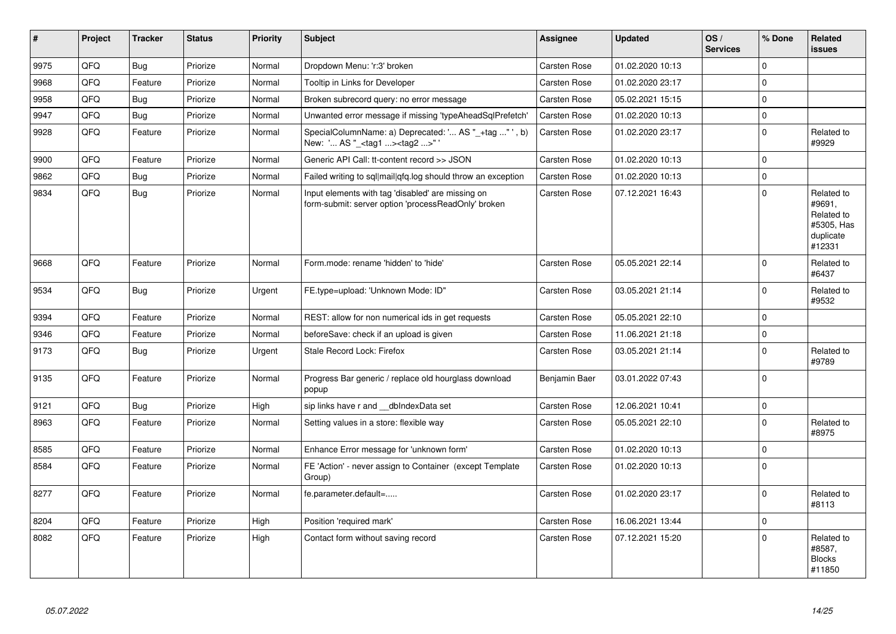| # | Project | Tracker | Status | Priority | Subject | Assignee | Updated | OS / Services | % Done | Related issues |
|---|---|---|---|---|---|---|---|---|---|---|
| 9975 | QFQ | Bug | Priorize | Normal | Dropdown Menu: 'r:3' broken | Carsten Rose | 01.02.2020 10:13 | | 0 | |
| 9968 | QFQ | Feature | Priorize | Normal | Tooltip in Links for Developer | Carsten Rose | 01.02.2020 23:17 | | 0 | |
| 9958 | QFQ | Bug | Priorize | Normal | Broken subrecord query: no error message | Carsten Rose | 05.02.2021 15:15 | | 0 | |
| 9947 | QFQ | Bug | Priorize | Normal | Unwanted error message if missing 'typeAheadSqlPrefetch' | Carsten Rose | 01.02.2020 10:13 | | 0 | |
| 9928 | QFQ | Feature | Priorize | Normal | SpecialColumnName: a) Deprecated: '... AS "_+tag ..." ', b) New: '... AS "_<tag1 ...><tag2 ...>" ' | Carsten Rose | 01.02.2020 23:17 | | 0 | Related to #9929 |
| 9900 | QFQ | Feature | Priorize | Normal | Generic API Call: tt-content record >> JSON | Carsten Rose | 01.02.2020 10:13 | | 0 | |
| 9862 | QFQ | Bug | Priorize | Normal | Failed writing to sql\|mail\|qfq.log should throw an exception | Carsten Rose | 01.02.2020 10:13 | | 0 | |
| 9834 | QFQ | Bug | Priorize | Normal | Input elements with tag 'disabled' are missing on form-submit: server option 'processReadOnly' broken | Carsten Rose | 07.12.2021 16:43 | | 0 | Related to #9691, Related to #5305, Has duplicate #12331 |
| 9668 | QFQ | Feature | Priorize | Normal | Form.mode: rename 'hidden' to 'hide' | Carsten Rose | 05.05.2021 22:14 | | 0 | Related to #6437 |
| 9534 | QFQ | Bug | Priorize | Urgent | FE.type=upload: 'Unknown Mode: ID" | Carsten Rose | 03.05.2021 21:14 | | 0 | Related to #9532 |
| 9394 | QFQ | Feature | Priorize | Normal | REST: allow for non numerical ids in get requests | Carsten Rose | 05.05.2021 22:10 | | 0 | |
| 9346 | QFQ | Feature | Priorize | Normal | beforeSave: check if an upload is given | Carsten Rose | 11.06.2021 21:18 | | 0 | |
| 9173 | QFQ | Bug | Priorize | Urgent | Stale Record Lock: Firefox | Carsten Rose | 03.05.2021 21:14 | | 0 | Related to #9789 |
| 9135 | QFQ | Feature | Priorize | Normal | Progress Bar generic / replace old hourglass download popup | Benjamin Baer | 03.01.2022 07:43 | | 0 | |
| 9121 | QFQ | Bug | Priorize | High | sip links have r and __dbIndexData set | Carsten Rose | 12.06.2021 10:41 | | 0 | |
| 8963 | QFQ | Feature | Priorize | Normal | Setting values in a store: flexible way | Carsten Rose | 05.05.2021 22:10 | | 0 | Related to #8975 |
| 8585 | QFQ | Feature | Priorize | Normal | Enhance Error message for 'unknown form' | Carsten Rose | 01.02.2020 10:13 | | 0 | |
| 8584 | QFQ | Feature | Priorize | Normal | FE 'Action' - never assign to Container (except Template Group) | Carsten Rose | 01.02.2020 10:13 | | 0 | |
| 8277 | QFQ | Feature | Priorize | Normal | fe.parameter.default=..... | Carsten Rose | 01.02.2020 23:17 | | 0 | Related to #8113 |
| 8204 | QFQ | Feature | Priorize | High | Position 'required mark' | Carsten Rose | 16.06.2021 13:44 | | 0 | |
| 8082 | QFQ | Feature | Priorize | High | Contact form without saving record | Carsten Rose | 07.12.2021 15:20 | | 0 | Related to #8587, Blocks #11850 |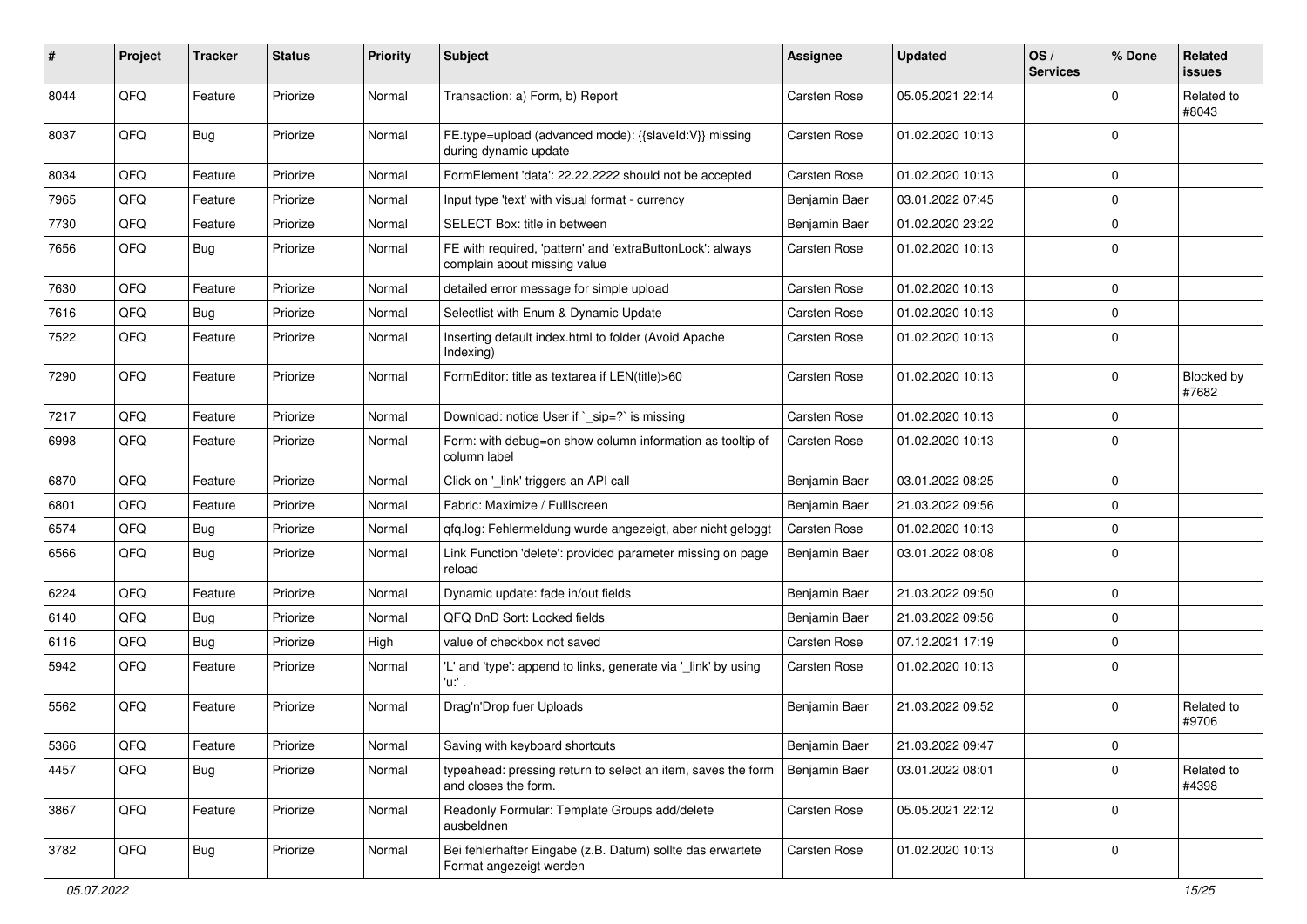| # | Project | Tracker | Status | Priority | Subject | Assignee | Updated | OS / Services | % Done | Related issues |
|---|---|---|---|---|---|---|---|---|---|---|
| 8044 | QFQ | Feature | Priorize | Normal | Transaction: a) Form, b) Report | Carsten Rose | 05.05.2021 22:14 | | 0 | Related to #8043 |
| 8037 | QFQ | Bug | Priorize | Normal | FE.type=upload (advanced mode): {{slaveId:V}} missing during dynamic update | Carsten Rose | 01.02.2020 10:13 | | 0 | |
| 8034 | QFQ | Feature | Priorize | Normal | FormElement 'data': 22.22.2222 should not be accepted | Carsten Rose | 01.02.2020 10:13 | | 0 | |
| 7965 | QFQ | Feature | Priorize | Normal | Input type 'text' with visual format - currency | Benjamin Baer | 03.01.2022 07:45 | | 0 | |
| 7730 | QFQ | Feature | Priorize | Normal | SELECT Box: title in between | Benjamin Baer | 01.02.2020 23:22 | | 0 | |
| 7656 | QFQ | Bug | Priorize | Normal | FE with required, 'pattern' and 'extraButtonLock': always complain about missing value | Carsten Rose | 01.02.2020 10:13 | | 0 | |
| 7630 | QFQ | Feature | Priorize | Normal | detailed error message for simple upload | Carsten Rose | 01.02.2020 10:13 | | 0 | |
| 7616 | QFQ | Bug | Priorize | Normal | Selectlist with Enum & Dynamic Update | Carsten Rose | 01.02.2020 10:13 | | 0 | |
| 7522 | QFQ | Feature | Priorize | Normal | Inserting default index.html to folder (Avoid Apache Indexing) | Carsten Rose | 01.02.2020 10:13 | | 0 | |
| 7290 | QFQ | Feature | Priorize | Normal | FormEditor: title as textarea if LEN(title)>60 | Carsten Rose | 01.02.2020 10:13 | | 0 | Blocked by #7682 |
| 7217 | QFQ | Feature | Priorize | Normal | Download: notice User if `_sip=?` is missing | Carsten Rose | 01.02.2020 10:13 | | 0 | |
| 6998 | QFQ | Feature | Priorize | Normal | Form: with debug=on show column information as tooltip of column label | Carsten Rose | 01.02.2020 10:13 | | 0 | |
| 6870 | QFQ | Feature | Priorize | Normal | Click on '_link' triggers an API call | Benjamin Baer | 03.01.2022 08:25 | | 0 | |
| 6801 | QFQ | Feature | Priorize | Normal | Fabric: Maximize / Fulllscreen | Benjamin Baer | 21.03.2022 09:56 | | 0 | |
| 6574 | QFQ | Bug | Priorize | Normal | qfq.log: Fehlermeldung wurde angezeigt, aber nicht geloggt | Carsten Rose | 01.02.2020 10:13 | | 0 | |
| 6566 | QFQ | Bug | Priorize | Normal | Link Function 'delete': provided parameter missing on page reload | Benjamin Baer | 03.01.2022 08:08 | | 0 | |
| 6224 | QFQ | Feature | Priorize | Normal | Dynamic update: fade in/out fields | Benjamin Baer | 21.03.2022 09:50 | | 0 | |
| 6140 | QFQ | Bug | Priorize | Normal | QFQ DnD Sort: Locked fields | Benjamin Baer | 21.03.2022 09:56 | | 0 | |
| 6116 | QFQ | Bug | Priorize | High | value of checkbox not saved | Carsten Rose | 07.12.2021 17:19 | | 0 | |
| 5942 | QFQ | Feature | Priorize | Normal | 'L' and 'type': append to links, generate via '_link' by using 'u:' . | Carsten Rose | 01.02.2020 10:13 | | 0 | |
| 5562 | QFQ | Feature | Priorize | Normal | Drag'n'Drop fuer Uploads | Benjamin Baer | 21.03.2022 09:52 | | 0 | Related to #9706 |
| 5366 | QFQ | Feature | Priorize | Normal | Saving with keyboard shortcuts | Benjamin Baer | 21.03.2022 09:47 | | 0 | |
| 4457 | QFQ | Bug | Priorize | Normal | typeahead: pressing return to select an item, saves the form and closes the form. | Benjamin Baer | 03.01.2022 08:01 | | 0 | Related to #4398 |
| 3867 | QFQ | Feature | Priorize | Normal | Readonly Formular: Template Groups add/delete ausbeldnen | Carsten Rose | 05.05.2021 22:12 | | 0 | |
| 3782 | QFQ | Bug | Priorize | Normal | Bei fehlerhafter Eingabe (z.B. Datum) sollte das erwartete Format angezeigt werden | Carsten Rose | 01.02.2020 10:13 | | 0 | |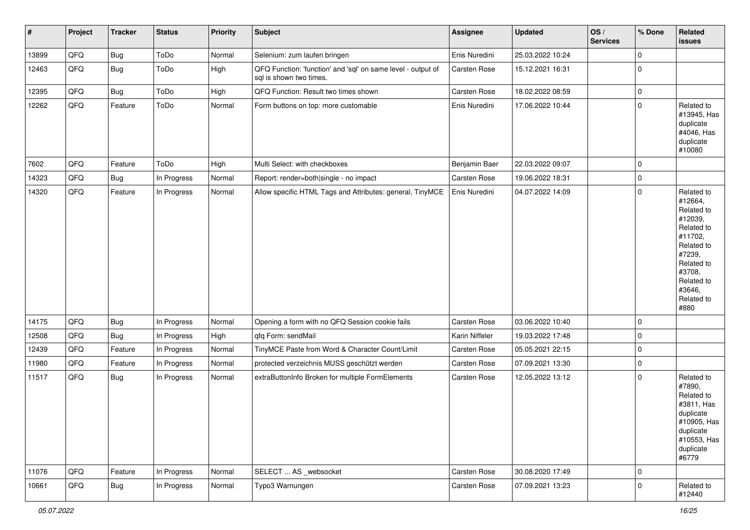| # | Project | Tracker | Status | Priority | Subject | Assignee | Updated | OS / Services | % Done | Related issues |
|---|---|---|---|---|---|---|---|---|---|---|
| 13899 | QFQ | Bug | ToDo | Normal | Selenium: zum laufen bringen | Enis Nuredini | 25.03.2022 10:24 | | 0 | |
| 12463 | QFQ | Bug | ToDo | High | QFQ Function: 'function' and 'sql' on same level - output of sql is shown two times. | Carsten Rose | 15.12.2021 16:31 | | 0 | |
| 12395 | QFQ | Bug | ToDo | High | QFQ Function: Result two times shown | Carsten Rose | 18.02.2022 08:59 | | 0 | |
| 12262 | QFQ | Feature | ToDo | Normal | Form buttons on top: more customable | Enis Nuredini | 17.06.2022 10:44 | | 0 | Related to #13945, Has duplicate #4046, Has duplicate #10080 |
| 7602 | QFQ | Feature | ToDo | High | Multi Select: with checkboxes | Benjamin Baer | 22.03.2022 09:07 | | 0 | |
| 14323 | QFQ | Bug | In Progress | Normal | Report: render=both\|single - no impact | Carsten Rose | 19.06.2022 18:31 | | 0 | |
| 14320 | QFQ | Feature | In Progress | Normal | Allow specific HTML Tags and Attributes: general, TinyMCE | Enis Nuredini | 04.07.2022 14:09 | | 0 | Related to #12664, Related to #12039, Related to #11702, Related to #7239, Related to #3708, Related to #3646, Related to #880 |
| 14175 | QFQ | Bug | In Progress | Normal | Opening a form with no QFQ Session cookie fails | Carsten Rose | 03.06.2022 10:40 | | 0 | |
| 12508 | QFQ | Bug | In Progress | High | qfq Form: sendMail | Karin Niffeler | 19.03.2022 17:48 | | 0 | |
| 12439 | QFQ | Feature | In Progress | Normal | TinyMCE Paste from Word & Character Count/Limit | Carsten Rose | 05.05.2021 22:15 | | 0 | |
| 11980 | QFQ | Feature | In Progress | Normal | protected verzeichnis MUSS geschützt werden | Carsten Rose | 07.09.2021 13:30 | | 0 | |
| 11517 | QFQ | Bug | In Progress | Normal | extraButtonInfo Broken for multiple FormElements | Carsten Rose | 12.05.2022 13:12 | | 0 | Related to #7890, Related to #3811, Has duplicate #10905, Has duplicate #10553, Has duplicate #6779 |
| 11076 | QFQ | Feature | In Progress | Normal | SELECT ... AS _websocket | Carsten Rose | 30.08.2020 17:49 | | 0 | |
| 10661 | QFQ | Bug | In Progress | Normal | Typo3 Warnungen | Carsten Rose | 07.09.2021 13:23 | | 0 | Related to #12440 |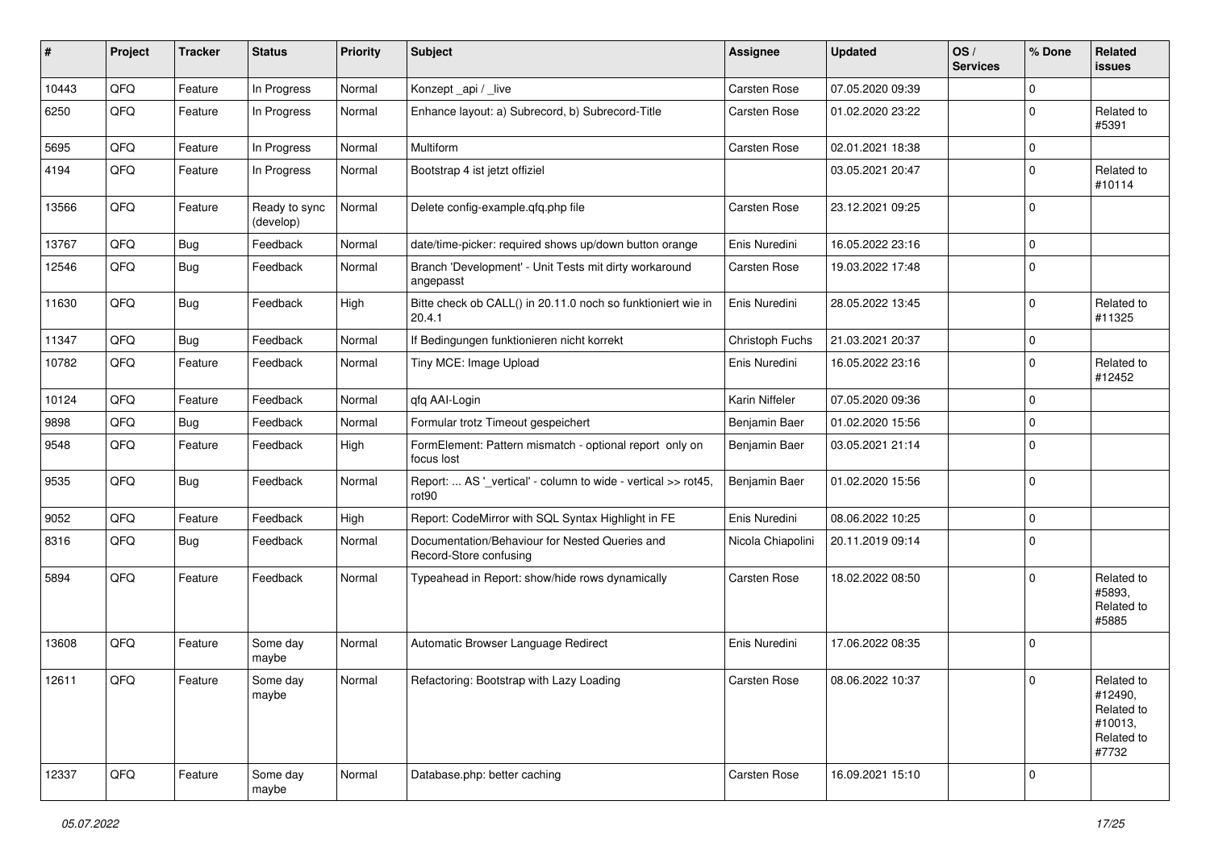| # | Project | Tracker | Status | Priority | Subject | Assignee | Updated | OS / Services | % Done | Related issues |
|---|---|---|---|---|---|---|---|---|---|---|
| 10443 | QFQ | Feature | In Progress | Normal | Konzept _api / _live | Carsten Rose | 07.05.2020 09:39 | | 0 | |
| 6250 | QFQ | Feature | In Progress | Normal | Enhance layout: a) Subrecord, b) Subrecord-Title | Carsten Rose | 01.02.2020 23:22 | | 0 | Related to #5391 |
| 5695 | QFQ | Feature | In Progress | Normal | Multiform | Carsten Rose | 02.01.2021 18:38 | | 0 | |
| 4194 | QFQ | Feature | In Progress | Normal | Bootstrap 4 ist jetzt offiziel | | 03.05.2021 20:47 | | 0 | Related to #10114 |
| 13566 | QFQ | Feature | Ready to sync (develop) | Normal | Delete config-example.qfq.php file | Carsten Rose | 23.12.2021 09:25 | | 0 | |
| 13767 | QFQ | Bug | Feedback | Normal | date/time-picker: required shows up/down button orange | Enis Nuredini | 16.05.2022 23:16 | | 0 | |
| 12546 | QFQ | Bug | Feedback | Normal | Branch 'Development' - Unit Tests mit dirty workaround angepasst | Carsten Rose | 19.03.2022 17:48 | | 0 | |
| 11630 | QFQ | Bug | Feedback | High | Bitte check ob CALL() in 20.11.0 noch so funktioniert wie in 20.4.1 | Enis Nuredini | 28.05.2022 13:45 | | 0 | Related to #11325 |
| 11347 | QFQ | Bug | Feedback | Normal | If Bedingungen funktionieren nicht korrekt | Christoph Fuchs | 21.03.2021 20:37 | | 0 | |
| 10782 | QFQ | Feature | Feedback | Normal | Tiny MCE: Image Upload | Enis Nuredini | 16.05.2022 23:16 | | 0 | Related to #12452 |
| 10124 | QFQ | Feature | Feedback | Normal | qfq AAI-Login | Karin Niffeler | 07.05.2020 09:36 | | 0 | |
| 9898 | QFQ | Bug | Feedback | Normal | Formular trotz Timeout gespeichert | Benjamin Baer | 01.02.2020 15:56 | | 0 | |
| 9548 | QFQ | Feature | Feedback | High | FormElement: Pattern mismatch - optional report only on focus lost | Benjamin Baer | 03.05.2021 21:14 | | 0 | |
| 9535 | QFQ | Bug | Feedback | Normal | Report: ... AS '_vertical' - column to wide - vertical >> rot45, rot90 | Benjamin Baer | 01.02.2020 15:56 | | 0 | |
| 9052 | QFQ | Feature | Feedback | High | Report: CodeMirror with SQL Syntax Highlight in FE | Enis Nuredini | 08.06.2022 10:25 | | 0 | |
| 8316 | QFQ | Bug | Feedback | Normal | Documentation/Behaviour for Nested Queries and Record-Store confusing | Nicola Chiapolini | 20.11.2019 09:14 | | 0 | |
| 5894 | QFQ | Feature | Feedback | Normal | Typeahead in Report: show/hide rows dynamically | Carsten Rose | 18.02.2022 08:50 | | 0 | Related to #5893, Related to #5885 |
| 13608 | QFQ | Feature | Some day maybe | Normal | Automatic Browser Language Redirect | Enis Nuredini | 17.06.2022 08:35 | | 0 | |
| 12611 | QFQ | Feature | Some day maybe | Normal | Refactoring: Bootstrap with Lazy Loading | Carsten Rose | 08.06.2022 10:37 | | 0 | Related to #12490, Related to #10013, Related to #7732 |
| 12337 | QFQ | Feature | Some day maybe | Normal | Database.php: better caching | Carsten Rose | 16.09.2021 15:10 | | 0 | |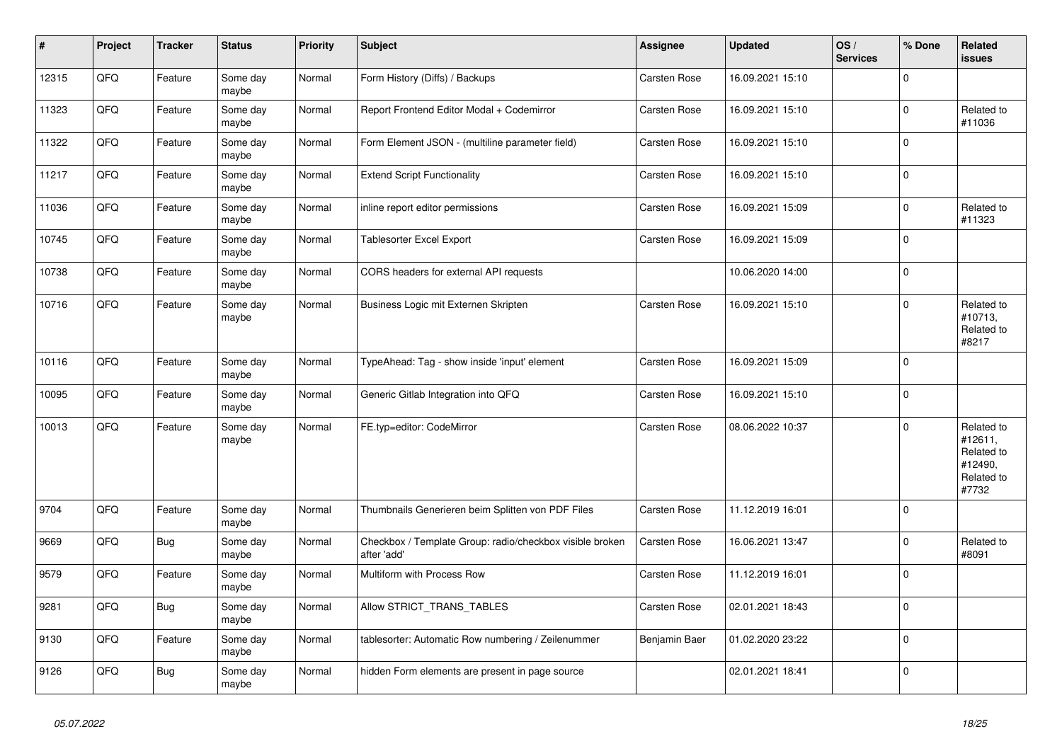| # | Project | Tracker | Status | Priority | Subject | Assignee | Updated | OS / Services | % Done | Related issues |
|---|---|---|---|---|---|---|---|---|---|---|
| 12315 | QFQ | Feature | Some day maybe | Normal | Form History (Diffs) / Backups | Carsten Rose | 16.09.2021 15:10 | | 0 | |
| 11323 | QFQ | Feature | Some day maybe | Normal | Report Frontend Editor Modal + Codemirror | Carsten Rose | 16.09.2021 15:10 | | 0 | Related to #11036 |
| 11322 | QFQ | Feature | Some day maybe | Normal | Form Element JSON - (multiline parameter field) | Carsten Rose | 16.09.2021 15:10 | | 0 | |
| 11217 | QFQ | Feature | Some day maybe | Normal | Extend Script Functionality | Carsten Rose | 16.09.2021 15:10 | | 0 | |
| 11036 | QFQ | Feature | Some day maybe | Normal | inline report editor permissions | Carsten Rose | 16.09.2021 15:09 | | 0 | Related to #11323 |
| 10745 | QFQ | Feature | Some day maybe | Normal | Tablesorter Excel Export | Carsten Rose | 16.09.2021 15:09 | | 0 | |
| 10738 | QFQ | Feature | Some day maybe | Normal | CORS headers for external API requests | | 10.06.2020 14:00 | | 0 | |
| 10716 | QFQ | Feature | Some day maybe | Normal | Business Logic mit Externen Skripten | Carsten Rose | 16.09.2021 15:10 | | 0 | Related to #10713, Related to #8217 |
| 10116 | QFQ | Feature | Some day maybe | Normal | TypeAhead: Tag - show inside 'input' element | Carsten Rose | 16.09.2021 15:09 | | 0 | |
| 10095 | QFQ | Feature | Some day maybe | Normal | Generic Gitlab Integration into QFQ | Carsten Rose | 16.09.2021 15:10 | | 0 | |
| 10013 | QFQ | Feature | Some day maybe | Normal | FE.typ=editor: CodeMirror | Carsten Rose | 08.06.2022 10:37 | | 0 | Related to #12611, Related to #12490, Related to #7732 |
| 9704 | QFQ | Feature | Some day maybe | Normal | Thumbnails Generieren beim Splitten von PDF Files | Carsten Rose | 11.12.2019 16:01 | | 0 | |
| 9669 | QFQ | Bug | Some day maybe | Normal | Checkbox / Template Group: radio/checkbox visible broken after 'add' | Carsten Rose | 16.06.2021 13:47 | | 0 | Related to #8091 |
| 9579 | QFQ | Feature | Some day maybe | Normal | Multiform with Process Row | Carsten Rose | 11.12.2019 16:01 | | 0 | |
| 9281 | QFQ | Bug | Some day maybe | Normal | Allow STRICT_TRANS_TABLES | Carsten Rose | 02.01.2021 18:43 | | 0 | |
| 9130 | QFQ | Feature | Some day maybe | Normal | tablesorter: Automatic Row numbering / Zeilenummer | Benjamin Baer | 01.02.2020 23:22 | | 0 | |
| 9126 | QFQ | Bug | Some day maybe | Normal | hidden Form elements are present in page source | | 02.01.2021 18:41 | | 0 | |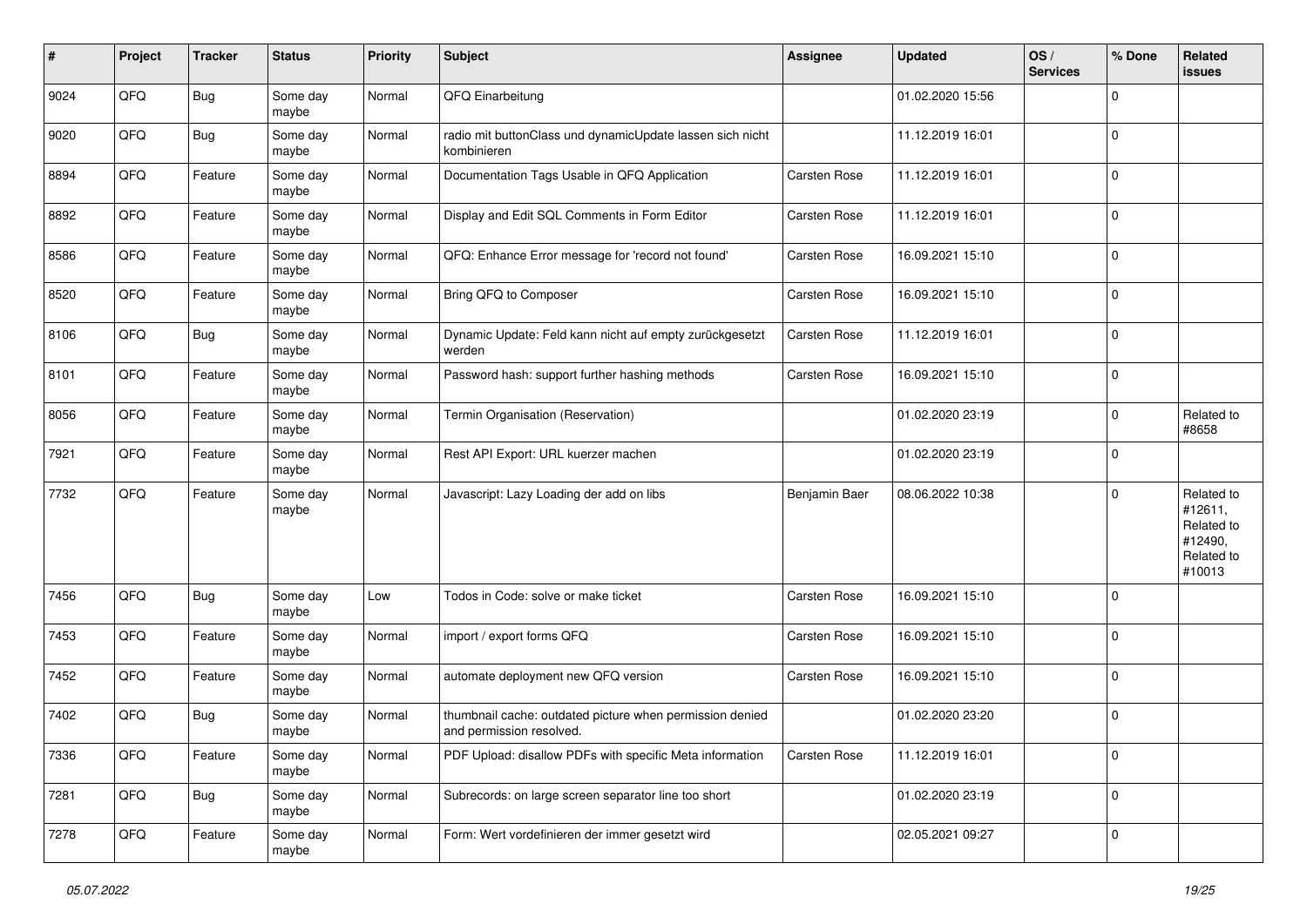| # | Project | Tracker | Status | Priority | Subject | Assignee | Updated | OS / Services | % Done | Related issues |
|---|---|---|---|---|---|---|---|---|---|---|
| 9024 | QFQ | Bug | Some day maybe | Normal | QFQ Einarbeitung | | 01.02.2020 15:56 | | 0 | |
| 9020 | QFQ | Bug | Some day maybe | Normal | radio mit buttonClass und dynamicUpdate lassen sich nicht kombinieren | | 11.12.2019 16:01 | | 0 | |
| 8894 | QFQ | Feature | Some day maybe | Normal | Documentation Tags Usable in QFQ Application | Carsten Rose | 11.12.2019 16:01 | | 0 | |
| 8892 | QFQ | Feature | Some day maybe | Normal | Display and Edit SQL Comments in Form Editor | Carsten Rose | 11.12.2019 16:01 | | 0 | |
| 8586 | QFQ | Feature | Some day maybe | Normal | QFQ: Enhance Error message for 'record not found' | Carsten Rose | 16.09.2021 15:10 | | 0 | |
| 8520 | QFQ | Feature | Some day maybe | Normal | Bring QFQ to Composer | Carsten Rose | 16.09.2021 15:10 | | 0 | |
| 8106 | QFQ | Bug | Some day maybe | Normal | Dynamic Update: Feld kann nicht auf empty zurückgesetzt werden | Carsten Rose | 11.12.2019 16:01 | | 0 | |
| 8101 | QFQ | Feature | Some day maybe | Normal | Password hash: support further hashing methods | Carsten Rose | 16.09.2021 15:10 | | 0 | |
| 8056 | QFQ | Feature | Some day maybe | Normal | Termin Organisation (Reservation) | | 01.02.2020 23:19 | | 0 | Related to #8658 |
| 7921 | QFQ | Feature | Some day maybe | Normal | Rest API Export: URL kuerzer machen | | 01.02.2020 23:19 | | 0 | |
| 7732 | QFQ | Feature | Some day maybe | Normal | Javascript: Lazy Loading der add on libs | Benjamin Baer | 08.06.2022 10:38 | | 0 | Related to #12611, Related to #12490, Related to #10013 |
| 7456 | QFQ | Bug | Some day maybe | Low | Todos in Code: solve or make ticket | Carsten Rose | 16.09.2021 15:10 | | 0 | |
| 7453 | QFQ | Feature | Some day maybe | Normal | import / export forms QFQ | Carsten Rose | 16.09.2021 15:10 | | 0 | |
| 7452 | QFQ | Feature | Some day maybe | Normal | automate deployment new QFQ version | Carsten Rose | 16.09.2021 15:10 | | 0 | |
| 7402 | QFQ | Bug | Some day maybe | Normal | thumbnail cache: outdated picture when permission denied and permission resolved. | | 01.02.2020 23:20 | | 0 | |
| 7336 | QFQ | Feature | Some day maybe | Normal | PDF Upload: disallow PDFs with specific Meta information | Carsten Rose | 11.12.2019 16:01 | | 0 | |
| 7281 | QFQ | Bug | Some day maybe | Normal | Subrecords: on large screen separator line too short | | 01.02.2020 23:19 | | 0 | |
| 7278 | QFQ | Feature | Some day maybe | Normal | Form: Wert vordefinieren der immer gesetzt wird | | 02.05.2021 09:27 | | 0 | |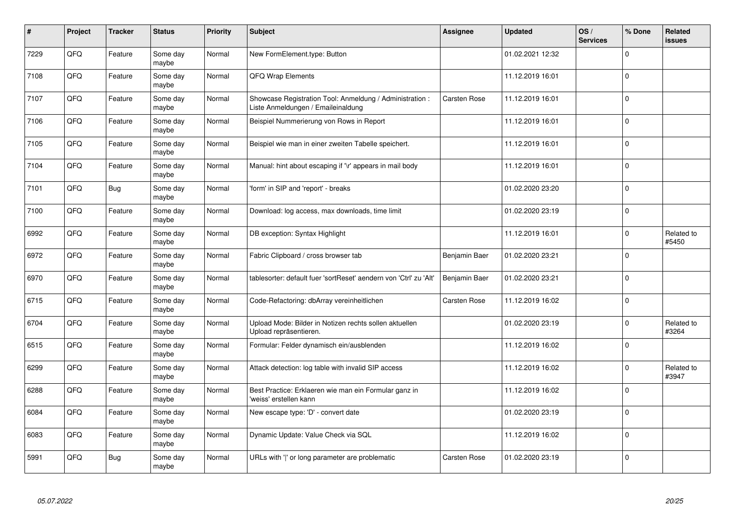| # | Project | Tracker | Status | Priority | Subject | Assignee | Updated | OS / Services | % Done | Related issues |
|---|---|---|---|---|---|---|---|---|---|---|
| 7229 | QFQ | Feature | Some day maybe | Normal | New FormElement.type: Button | | 01.02.2021 12:32 | | 0 | |
| 7108 | QFQ | Feature | Some day maybe | Normal | QFQ Wrap Elements | | 11.12.2019 16:01 | | 0 | |
| 7107 | QFQ | Feature | Some day maybe | Normal | Showcase Registration Tool: Anmeldung / Administration : Liste Anmeldungen / Emaileinaldung | Carsten Rose | 11.12.2019 16:01 | | 0 | |
| 7106 | QFQ | Feature | Some day maybe | Normal | Beispiel Nummerierung von Rows in Report | | 11.12.2019 16:01 | | 0 | |
| 7105 | QFQ | Feature | Some day maybe | Normal | Beispiel wie man in einer zweiten Tabelle speichert. | | 11.12.2019 16:01 | | 0 | |
| 7104 | QFQ | Feature | Some day maybe | Normal | Manual: hint about escaping if '\r' appears in mail body | | 11.12.2019 16:01 | | 0 | |
| 7101 | QFQ | Bug | Some day maybe | Normal | 'form' in SIP and 'report' - breaks | | 01.02.2020 23:20 | | 0 | |
| 7100 | QFQ | Feature | Some day maybe | Normal | Download: log access, max downloads, time limit | | 01.02.2020 23:19 | | 0 | |
| 6992 | QFQ | Feature | Some day maybe | Normal | DB exception: Syntax Highlight | | 11.12.2019 16:01 | | 0 | Related to #5450 |
| 6972 | QFQ | Feature | Some day maybe | Normal | Fabric Clipboard / cross browser tab | Benjamin Baer | 01.02.2020 23:21 | | 0 | |
| 6970 | QFQ | Feature | Some day maybe | Normal | tablesorter: default fuer 'sortReset' aendern von 'Ctrl' zu 'Alt' | Benjamin Baer | 01.02.2020 23:21 | | 0 | |
| 6715 | QFQ | Feature | Some day maybe | Normal | Code-Refactoring: dbArray vereinheitlichen | Carsten Rose | 11.12.2019 16:02 | | 0 | |
| 6704 | QFQ | Feature | Some day maybe | Normal | Upload Mode: Bilder in Notizen rechts sollen aktuellen Upload repräsentieren. | | 01.02.2020 23:19 | | 0 | Related to #3264 |
| 6515 | QFQ | Feature | Some day maybe | Normal | Formular: Felder dynamisch ein/ausblenden | | 11.12.2019 16:02 | | 0 | |
| 6299 | QFQ | Feature | Some day maybe | Normal | Attack detection: log table with invalid SIP access | | 11.12.2019 16:02 | | 0 | Related to #3947 |
| 6288 | QFQ | Feature | Some day maybe | Normal | Best Practice: Erklaeren wie man ein Formular ganz in 'weiss' erstellen kann | | 11.12.2019 16:02 | | 0 | |
| 6084 | QFQ | Feature | Some day maybe | Normal | New escape type: 'D' - convert date | | 01.02.2020 23:19 | | 0 | |
| 6083 | QFQ | Feature | Some day maybe | Normal | Dynamic Update: Value Check via SQL | | 11.12.2019 16:02 | | 0 | |
| 5991 | QFQ | Bug | Some day maybe | Normal | URLs with '\|' or long parameter are problematic | Carsten Rose | 01.02.2020 23:19 | | 0 | |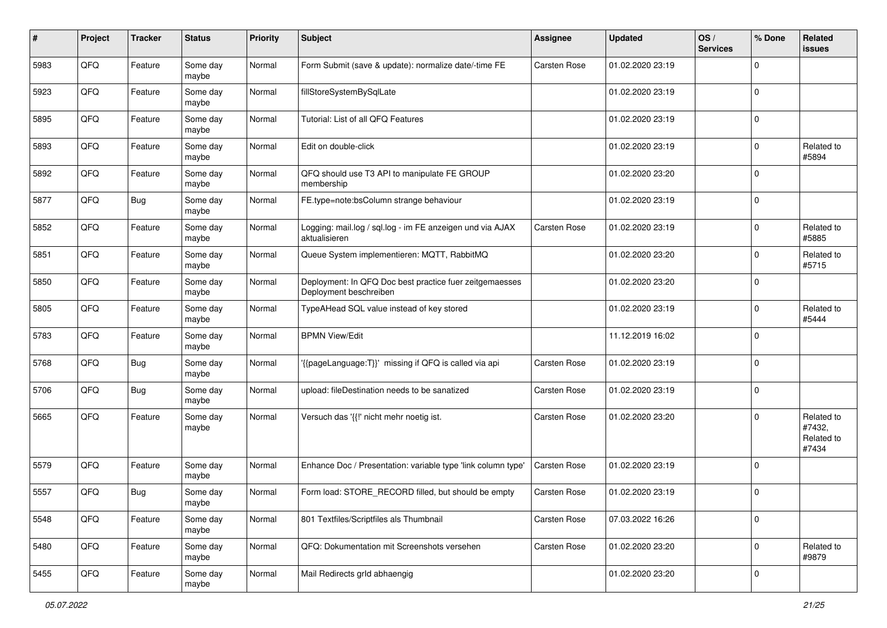| # | Project | Tracker | Status | Priority | Subject | Assignee | Updated | OS / Services | % Done | Related issues |
|---|---|---|---|---|---|---|---|---|---|---|
| 5983 | QFQ | Feature | Some day maybe | Normal | Form Submit (save & update): normalize date/-time FE | Carsten Rose | 01.02.2020 23:19 | | 0 | |
| 5923 | QFQ | Feature | Some day maybe | Normal | fillStoreSystemBySqlLate | | 01.02.2020 23:19 | | 0 | |
| 5895 | QFQ | Feature | Some day maybe | Normal | Tutorial: List of all QFQ Features | | 01.02.2020 23:19 | | 0 | |
| 5893 | QFQ | Feature | Some day maybe | Normal | Edit on double-click | | 01.02.2020 23:19 | | 0 | Related to #5894 |
| 5892 | QFQ | Feature | Some day maybe | Normal | QFQ should use T3 API to manipulate FE GROUP membership | | 01.02.2020 23:20 | | 0 | |
| 5877 | QFQ | Bug | Some day maybe | Normal | FE.type=note:bsColumn strange behaviour | | 01.02.2020 23:19 | | 0 | |
| 5852 | QFQ | Feature | Some day maybe | Normal | Logging: mail.log / sql.log - im FE anzeigen und via AJAX aktualisieren | Carsten Rose | 01.02.2020 23:19 | | 0 | Related to #5885 |
| 5851 | QFQ | Feature | Some day maybe | Normal | Queue System implementieren: MQTT, RabbitMQ | | 01.02.2020 23:20 | | 0 | Related to #5715 |
| 5850 | QFQ | Feature | Some day maybe | Normal | Deployment: In QFQ Doc best practice fuer zeitgemaesses Deployment beschreiben | | 01.02.2020 23:20 | | 0 | |
| 5805 | QFQ | Feature | Some day maybe | Normal | TypeAHead SQL value instead of key stored | | 01.02.2020 23:19 | | 0 | Related to #5444 |
| 5783 | QFQ | Feature | Some day maybe | Normal | BPMN View/Edit | | 11.12.2019 16:02 | | 0 | |
| 5768 | QFQ | Bug | Some day maybe | Normal | '{{pageLanguage:T}}' missing if QFQ is called via api | Carsten Rose | 01.02.2020 23:19 | | 0 | |
| 5706 | QFQ | Bug | Some day maybe | Normal | upload: fileDestination needs to be sanatized | Carsten Rose | 01.02.2020 23:19 | | 0 | |
| 5665 | QFQ | Feature | Some day maybe | Normal | Versuch das '{{!' nicht mehr noetig ist. | Carsten Rose | 01.02.2020 23:20 | | 0 | Related to #7432, Related to #7434 |
| 5579 | QFQ | Feature | Some day maybe | Normal | Enhance Doc / Presentation: variable type 'link column type' | Carsten Rose | 01.02.2020 23:19 | | 0 | |
| 5557 | QFQ | Bug | Some day maybe | Normal | Form load: STORE_RECORD filled, but should be empty | Carsten Rose | 01.02.2020 23:19 | | 0 | |
| 5548 | QFQ | Feature | Some day maybe | Normal | 801 Textfiles/Scriptfiles als Thumbnail | Carsten Rose | 07.03.2022 16:26 | | 0 | |
| 5480 | QFQ | Feature | Some day maybe | Normal | QFQ: Dokumentation mit Screenshots versehen | Carsten Rose | 01.02.2020 23:20 | | 0 | Related to #9879 |
| 5455 | QFQ | Feature | Some day maybe | Normal | Mail Redirects grId abhaengig | | 01.02.2020 23:20 | | 0 | |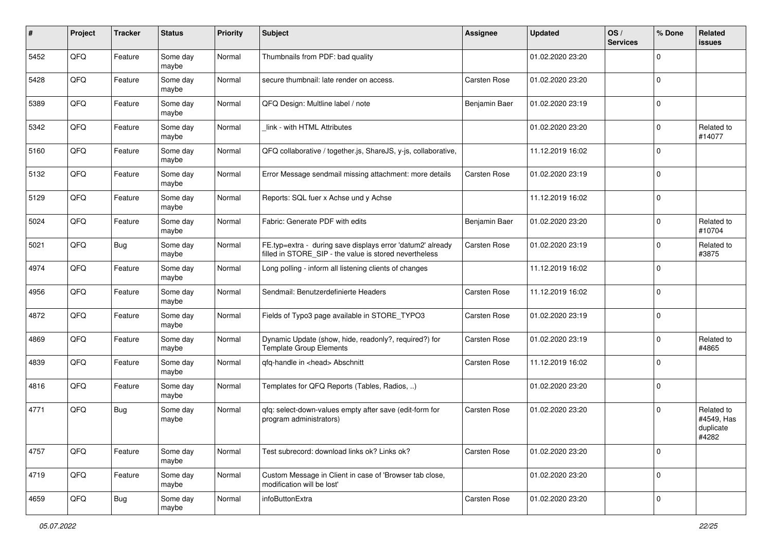| # | Project | Tracker | Status | Priority | Subject | Assignee | Updated | OS / Services | % Done | Related issues |
|---|---|---|---|---|---|---|---|---|---|---|
| 5452 | QFQ | Feature | Some day maybe | Normal | Thumbnails from PDF: bad quality | | 01.02.2020 23:20 | | 0 | |
| 5428 | QFQ | Feature | Some day maybe | Normal | secure thumbnail: late render on access. | Carsten Rose | 01.02.2020 23:20 | | 0 | |
| 5389 | QFQ | Feature | Some day maybe | Normal | QFQ Design: Multline label / note | Benjamin Baer | 01.02.2020 23:19 | | 0 | |
| 5342 | QFQ | Feature | Some day maybe | Normal | _link - with HTML Attributes | | 01.02.2020 23:20 | | 0 | Related to #14077 |
| 5160 | QFQ | Feature | Some day maybe | Normal | QFQ collaborative / together.js, ShareJS, y-js, collaborative, | | 11.12.2019 16:02 | | 0 | |
| 5132 | QFQ | Feature | Some day maybe | Normal | Error Message sendmail missing attachment: more details | Carsten Rose | 01.02.2020 23:19 | | 0 | |
| 5129 | QFQ | Feature | Some day maybe | Normal | Reports: SQL fuer x Achse und y Achse | | 11.12.2019 16:02 | | 0 | |
| 5024 | QFQ | Feature | Some day maybe | Normal | Fabric: Generate PDF with edits | Benjamin Baer | 01.02.2020 23:20 | | 0 | Related to #10704 |
| 5021 | QFQ | Bug | Some day maybe | Normal | FE.typ=extra - during save displays error 'datum2' already filled in STORE_SIP - the value is stored nevertheless | Carsten Rose | 01.02.2020 23:19 | | 0 | Related to #3875 |
| 4974 | QFQ | Feature | Some day maybe | Normal | Long polling - inform all listening clients of changes | | 11.12.2019 16:02 | | 0 | |
| 4956 | QFQ | Feature | Some day maybe | Normal | Sendmail: Benutzerdefinierte Headers | Carsten Rose | 11.12.2019 16:02 | | 0 | |
| 4872 | QFQ | Feature | Some day maybe | Normal | Fields of Typo3 page available in STORE_TYPO3 | Carsten Rose | 01.02.2020 23:19 | | 0 | |
| 4869 | QFQ | Feature | Some day maybe | Normal | Dynamic Update (show, hide, readonly?, required?) for Template Group Elements | Carsten Rose | 01.02.2020 23:19 | | 0 | Related to #4865 |
| 4839 | QFQ | Feature | Some day maybe | Normal | qfq-handle in <head> Abschnitt | Carsten Rose | 11.12.2019 16:02 | | 0 | |
| 4816 | QFQ | Feature | Some day maybe | Normal | Templates for QFQ Reports (Tables, Radios, ..) | | 01.02.2020 23:20 | | 0 | |
| 4771 | QFQ | Bug | Some day maybe | Normal | qfq: select-down-values empty after save (edit-form for program administrators) | Carsten Rose | 01.02.2020 23:20 | | 0 | Related to #4549, Has duplicate #4282 |
| 4757 | QFQ | Feature | Some day maybe | Normal | Test subrecord: download links ok? Links ok? | Carsten Rose | 01.02.2020 23:20 | | 0 | |
| 4719 | QFQ | Feature | Some day maybe | Normal | Custom Message in Client in case of 'Browser tab close, modification will be lost' | | 01.02.2020 23:20 | | 0 | |
| 4659 | QFQ | Bug | Some day maybe | Normal | infoButtonExtra | Carsten Rose | 01.02.2020 23:20 | | 0 | |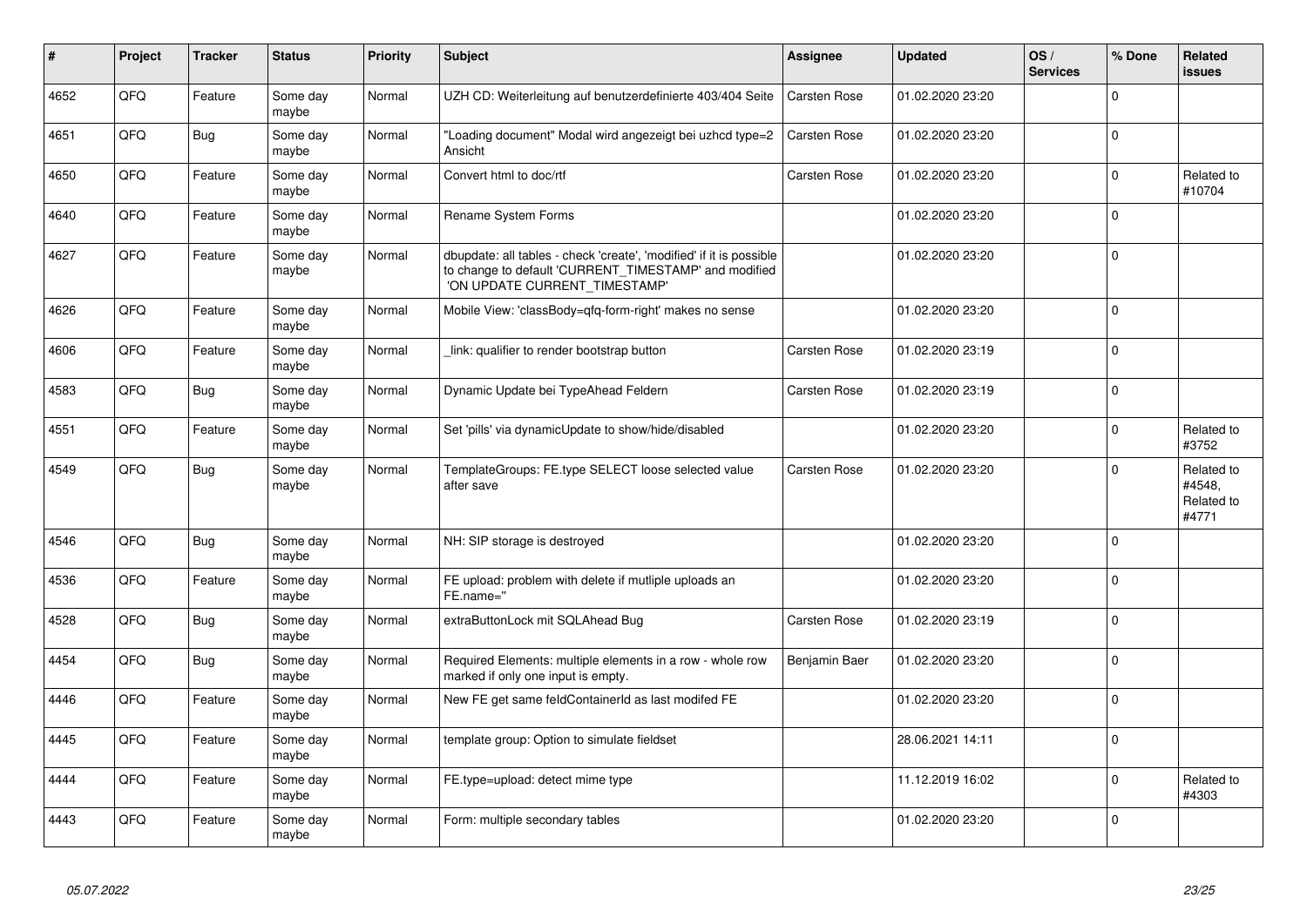| # | Project | Tracker | Status | Priority | Subject | Assignee | Updated | OS / Services | % Done | Related issues |
|---|---|---|---|---|---|---|---|---|---|---|
| 4652 | QFQ | Feature | Some day maybe | Normal | UZH CD: Weiterleitung auf benutzerdefinierte 403/404 Seite | Carsten Rose | 01.02.2020 23:20 | | 0 | |
| 4651 | QFQ | Bug | Some day maybe | Normal | "Loading document" Modal wird angezeigt bei uzhcd type=2 Ansicht | Carsten Rose | 01.02.2020 23:20 | | 0 | |
| 4650 | QFQ | Feature | Some day maybe | Normal | Convert html to doc/rtf | Carsten Rose | 01.02.2020 23:20 | | 0 | Related to #10704 |
| 4640 | QFQ | Feature | Some day maybe | Normal | Rename System Forms | | 01.02.2020 23:20 | | 0 | |
| 4627 | QFQ | Feature | Some day maybe | Normal | dbupdate: all tables - check 'create', 'modified' if it is possible to change to default 'CURRENT_TIMESTAMP' and modified 'ON UPDATE CURRENT_TIMESTAMP' | | 01.02.2020 23:20 | | 0 | |
| 4626 | QFQ | Feature | Some day maybe | Normal | Mobile View: 'classBody=qfq-form-right' makes no sense | | 01.02.2020 23:20 | | 0 | |
| 4606 | QFQ | Feature | Some day maybe | Normal | _link: qualifier to render bootstrap button | Carsten Rose | 01.02.2020 23:19 | | 0 | |
| 4583 | QFQ | Bug | Some day maybe | Normal | Dynamic Update bei TypeAhead Feldern | Carsten Rose | 01.02.2020 23:19 | | 0 | |
| 4551 | QFQ | Feature | Some day maybe | Normal | Set 'pills' via dynamicUpdate to show/hide/disabled | | 01.02.2020 23:20 | | 0 | Related to #3752 |
| 4549 | QFQ | Bug | Some day maybe | Normal | TemplateGroups: FE.type SELECT loose selected value after save | Carsten Rose | 01.02.2020 23:20 | | 0 | Related to #4548, Related to #4771 |
| 4546 | QFQ | Bug | Some day maybe | Normal | NH: SIP storage is destroyed | | 01.02.2020 23:20 | | 0 | |
| 4536 | QFQ | Feature | Some day maybe | Normal | FE upload: problem with delete if mutliple uploads an FE.name='' | | 01.02.2020 23:20 | | 0 | |
| 4528 | QFQ | Bug | Some day maybe | Normal | extraButtonLock mit SQLAhead Bug | Carsten Rose | 01.02.2020 23:19 | | 0 | |
| 4454 | QFQ | Bug | Some day maybe | Normal | Required Elements: multiple elements in a row - whole row marked if only one input is empty. | Benjamin Baer | 01.02.2020 23:20 | | 0 | |
| 4446 | QFQ | Feature | Some day maybe | Normal | New FE get same feldContainerId as last modifed FE | | 01.02.2020 23:20 | | 0 | |
| 4445 | QFQ | Feature | Some day maybe | Normal | template group: Option to simulate fieldset | | 28.06.2021 14:11 | | 0 | |
| 4444 | QFQ | Feature | Some day maybe | Normal | FE.type=upload: detect mime type | | 11.12.2019 16:02 | | 0 | Related to #4303 |
| 4443 | QFQ | Feature | Some day maybe | Normal | Form: multiple secondary tables | | 01.02.2020 23:20 | | 0 | |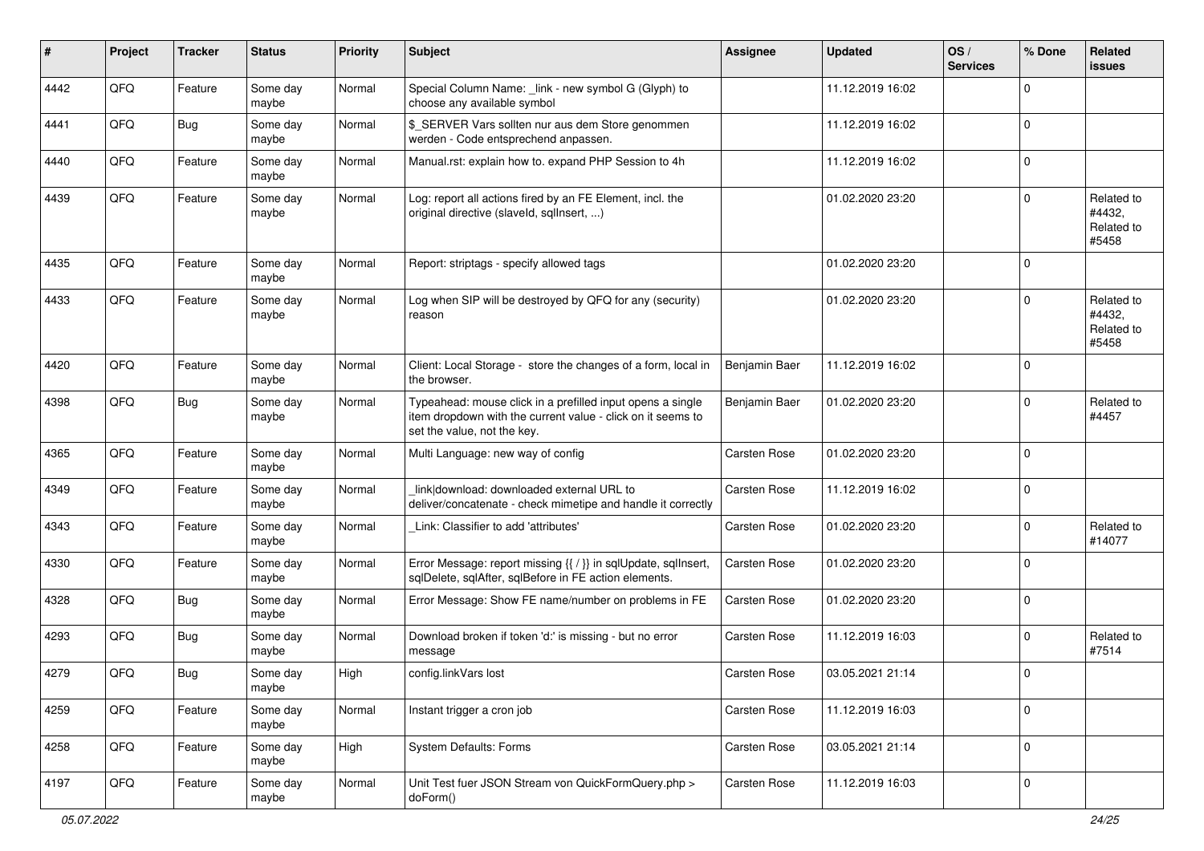| # | Project | Tracker | Status | Priority | Subject | Assignee | Updated | OS / Services | % Done | Related issues |
|---|---|---|---|---|---|---|---|---|---|---|
| 4442 | QFQ | Feature | Some day maybe | Normal | Special Column Name: _link - new symbol G (Glyph) to choose any available symbol | | 11.12.2019 16:02 | | 0 | |
| 4441 | QFQ | Bug | Some day maybe | Normal | $_SERVER Vars sollten nur aus dem Store genommen werden - Code entsprechend anpassen. | | 11.12.2019 16:02 | | 0 | |
| 4440 | QFQ | Feature | Some day maybe | Normal | Manual.rst: explain how to. expand PHP Session to 4h | | 11.12.2019 16:02 | | 0 | |
| 4439 | QFQ | Feature | Some day maybe | Normal | Log: report all actions fired by an FE Element, incl. the original directive (slaveId, sqlInsert, ...) | | 01.02.2020 23:20 | | 0 | Related to #4432, Related to #5458 |
| 4435 | QFQ | Feature | Some day maybe | Normal | Report: striptags - specify allowed tags | | 01.02.2020 23:20 | | 0 | |
| 4433 | QFQ | Feature | Some day maybe | Normal | Log when SIP will be destroyed by QFQ for any (security) reason | | 01.02.2020 23:20 | | 0 | Related to #4432, Related to #5458 |
| 4420 | QFQ | Feature | Some day maybe | Normal | Client: Local Storage - store the changes of a form, local in the browser. | Benjamin Baer | 11.12.2019 16:02 | | 0 | |
| 4398 | QFQ | Bug | Some day maybe | Normal | Typeahead: mouse click in a prefilled input opens a single item dropdown with the current value - click on it seems to set the value, not the key. | Benjamin Baer | 01.02.2020 23:20 | | 0 | Related to #4457 |
| 4365 | QFQ | Feature | Some day maybe | Normal | Multi Language: new way of config | Carsten Rose | 01.02.2020 23:20 | | 0 | |
| 4349 | QFQ | Feature | Some day maybe | Normal | _link\|download: downloaded external URL to deliver/concatenate - check mimetipe and handle it correctly | Carsten Rose | 11.12.2019 16:02 | | 0 | |
| 4343 | QFQ | Feature | Some day maybe | Normal | _Link: Classifier to add 'attributes' | Carsten Rose | 01.02.2020 23:20 | | 0 | Related to #14077 |
| 4330 | QFQ | Feature | Some day maybe | Normal | Error Message: report missing {{ / }} in sqlUpdate, sqlInsert, sqlDelete, sqlAfter, sqlBefore in FE action elements. | Carsten Rose | 01.02.2020 23:20 | | 0 | |
| 4328 | QFQ | Bug | Some day maybe | Normal | Error Message: Show FE name/number on problems in FE | Carsten Rose | 01.02.2020 23:20 | | 0 | |
| 4293 | QFQ | Bug | Some day maybe | Normal | Download broken if token 'd:' is missing - but no error message | Carsten Rose | 11.12.2019 16:03 | | 0 | Related to #7514 |
| 4279 | QFQ | Bug | Some day maybe | High | config.linkVars lost | Carsten Rose | 03.05.2021 21:14 | | 0 | |
| 4259 | QFQ | Feature | Some day maybe | Normal | Instant trigger a cron job | Carsten Rose | 11.12.2019 16:03 | | 0 | |
| 4258 | QFQ | Feature | Some day maybe | High | System Defaults: Forms | Carsten Rose | 03.05.2021 21:14 | | 0 | |
| 4197 | QFQ | Feature | Some day maybe | Normal | Unit Test fuer JSON Stream von QuickFormQuery.php > doForm() | Carsten Rose | 11.12.2019 16:03 | | 0 | |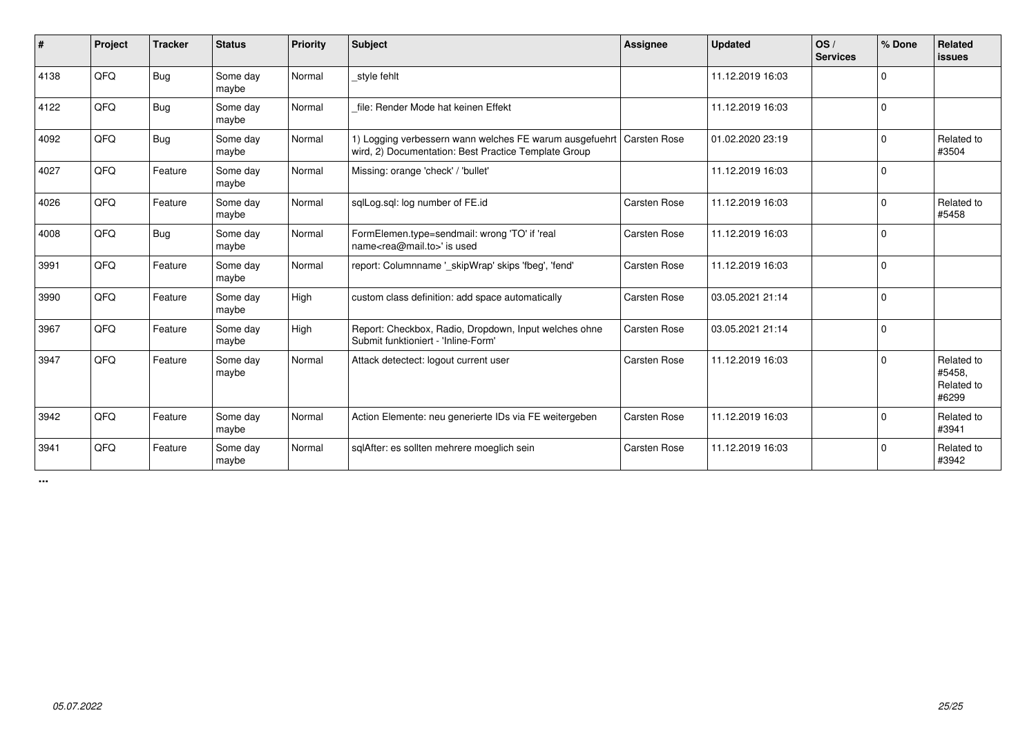| # | Project | Tracker | Status | Priority | Subject | Assignee | Updated | OS / Services | % Done | Related issues |
|---|---|---|---|---|---|---|---|---|---|---|
| 4138 | QFO | Bug | Some day maybe | Normal | _style fehlt | | 11.12.2019 16:03 | | 0 | |
| 4122 | QFO | Bug | Some day maybe | Normal | _file: Render Mode hat keinen Effekt | | 11.12.2019 16:03 | | 0 | |
| 4092 | QFO | Bug | Some day maybe | Normal | 1) Logging verbessern wann welches FE warum ausgefuehrt wird, 2) Documentation: Best Practice Template Group | Carsten Rose | 01.02.2020 23:19 | | 0 | Related to #3504 |
| 4027 | QFO | Feature | Some day maybe | Normal | Missing: orange 'check' / 'bullet' | | 11.12.2019 16:03 | | 0 | |
| 4026 | QFO | Feature | Some day maybe | Normal | sqlLog.sql: log number of FE.id | Carsten Rose | 11.12.2019 16:03 | | 0 | Related to #5458 |
| 4008 | QFO | Bug | Some day maybe | Normal | FormElemen.type=sendmail: wrong 'TO' if 'real name<rea@mail.to>' is used | Carsten Rose | 11.12.2019 16:03 | | 0 | |
| 3991 | QFO | Feature | Some day maybe | Normal | report: Columnname '_skipWrap' skips 'fbeg', 'fend' | Carsten Rose | 11.12.2019 16:03 | | 0 | |
| 3990 | QFO | Feature | Some day maybe | High | custom class definition: add space automatically | Carsten Rose | 03.05.2021 21:14 | | 0 | |
| 3967 | QFO | Feature | Some day maybe | High | Report: Checkbox, Radio, Dropdown, Input welches ohne Submit funktioniert - 'Inline-Form' | Carsten Rose | 03.05.2021 21:14 | | 0 | |
| 3947 | QFO | Feature | Some day maybe | Normal | Attack detectect: logout current user | Carsten Rose | 11.12.2019 16:03 | | 0 | Related to #5458, Related to #6299 |
| 3942 | QFO | Feature | Some day maybe | Normal | Action Elemente: neu generierte IDs via FE weitergeben | Carsten Rose | 11.12.2019 16:03 | | 0 | Related to #3941 |
| 3941 | QFO | Feature | Some day maybe | Normal | sqlAfter: es sollten mehrere moeglich sein | Carsten Rose | 11.12.2019 16:03 | | 0 | Related to #3942 |

...